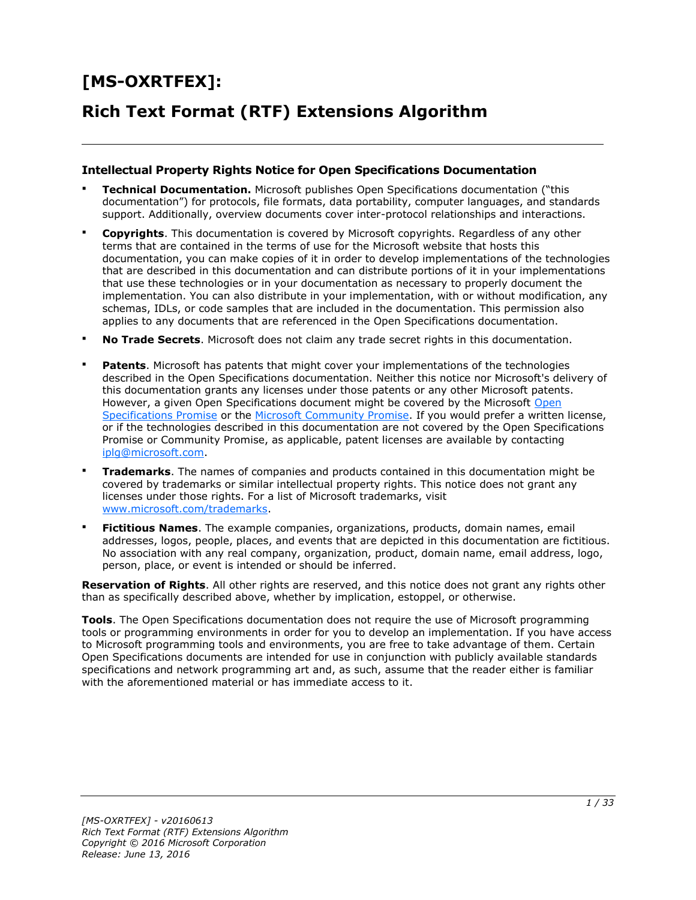# [MS-OXRTFEX]:

# Rich Text Format (RTF) Extensions Algorithm

---

### Intellectual Property Rights Notice for Open Specifications Documentation

- **Technical Documentation.** Microsoft publishes Open Specifications documentation ("this documentation") for protocols, file formats, data portability, computer languages, and standards support. Additionally, overview documents cover inter-protocol relationships and interactions.
- **Copyrights**. This documentation is covered by Microsoft copyrights. Regardless of any other terms that are contained in the terms of use for the Microsoft website that hosts this documentation, you can make copies of it in order to develop implementations of the technologies that are described in this documentation and can distribute portions of it in your implementations that use these technologies or in your documentation as necessary to properly document the implementation. You can also distribute in your implementation, with or without modification, any schemas, IDLs, or code samples that are included in the documentation. This permission also applies to any documents that are referenced in the Open Specifications documentation.
- **No Trade Secrets**. Microsoft does not claim any trade secret rights in this documentation.
- **Patents**. Microsoft has patents that might cover your implementations of the technologies described in the Open Specifications documentation. Neither this notice nor Microsoft's delivery of this documentation grants any licenses under those patents or any other Microsoft patents. However, a given Open Specifications document might be covered by the Microsoft [Open Specifications Promise](#) or the [Microsoft Community Promise](#). If you would prefer a written license, or if the technologies described in this documentation are not covered by the Open Specifications Promise or Community Promise, as applicable, patent licenses are available by contacting [iplg@microsoft.com](mailto:iplg@microsoft.com).
- **Trademarks**. The names of companies and products contained in this documentation might be covered by trademarks or similar intellectual property rights. This notice does not grant any licenses under those rights. For a list of Microsoft trademarks, visit [www.microsoft.com/trademarks](#).
- **Fictitious Names**. The example companies, organizations, products, domain names, email addresses, logos, people, places, and events that are depicted in this documentation are fictitious. No association with any real company, organization, product, domain name, email address, logo, person, place, or event is intended or should be inferred.

**Reservation of Rights**. All other rights are reserved, and this notice does not grant any rights other than as specifically described above, whether by implication, estoppel, or otherwise.

**Tools**. The Open Specifications documentation does not require the use of Microsoft programming tools or programming environments in order for you to develop an implementation. If you have access to Microsoft programming tools and environments, you are free to take advantage of them. Certain Open Specifications documents are intended for use in conjunction with publicly available standards specifications and network programming art and, as such, assume that the reader either is familiar with the aforementioned material or has immediate access to it.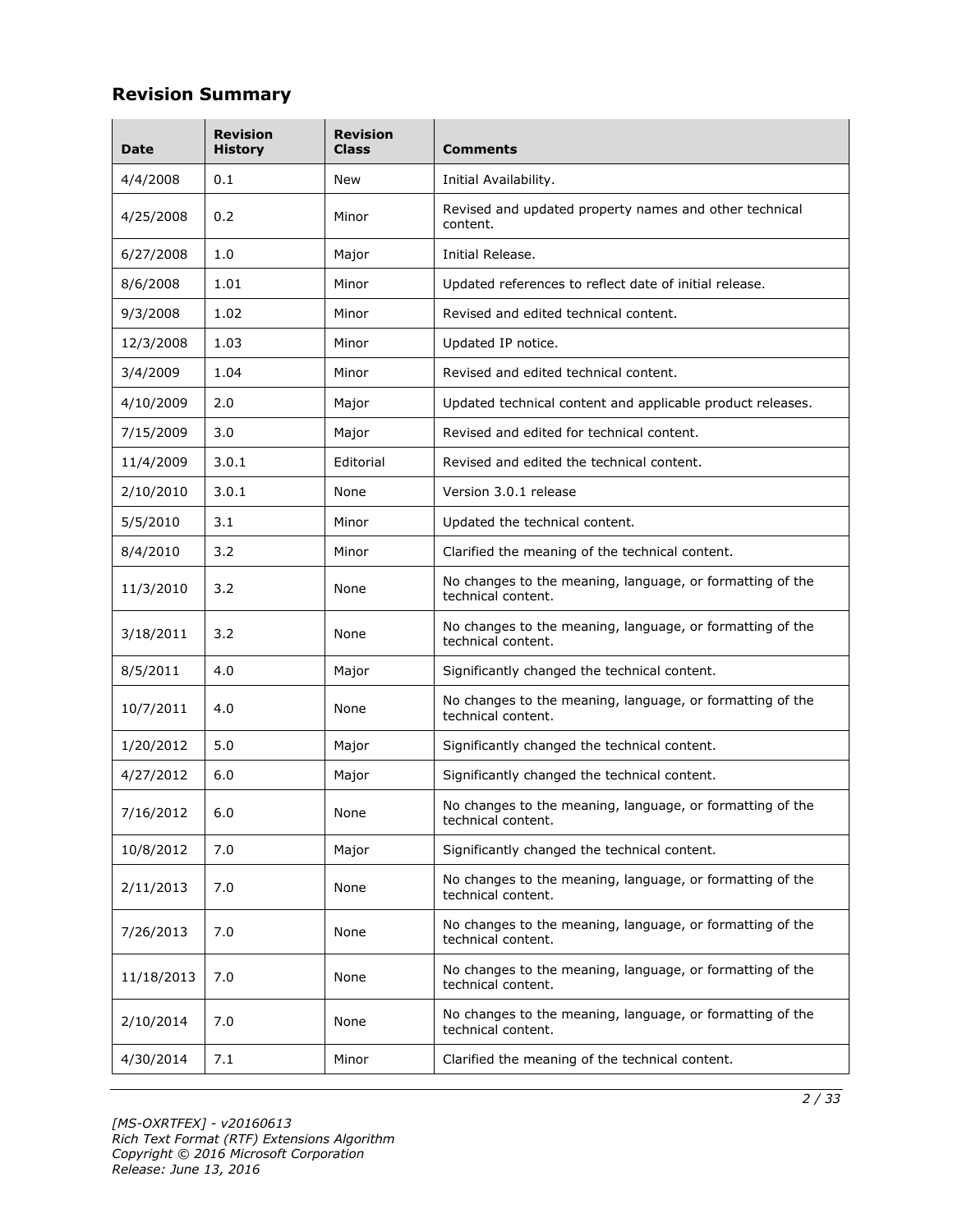## Revision Summary

| Date | Revision History | Revision Class | Comments |
|---|---|---|---|
| 4/4/2008 | 0.1 | New | Initial Availability. |
| 4/25/2008 | 0.2 | Minor | Revised and updated property names and other technical content. |
| 6/27/2008 | 1.0 | Major | Initial Release. |
| 8/6/2008 | 1.01 | Minor | Updated references to reflect date of initial release. |
| 9/3/2008 | 1.02 | Minor | Revised and edited technical content. |
| 12/3/2008 | 1.03 | Minor | Updated IP notice. |
| 3/4/2009 | 1.04 | Minor | Revised and edited technical content. |
| 4/10/2009 | 2.0 | Major | Updated technical content and applicable product releases. |
| 7/15/2009 | 3.0 | Major | Revised and edited for technical content. |
| 11/4/2009 | 3.0.1 | Editorial | Revised and edited the technical content. |
| 2/10/2010 | 3.0.1 | None | Version 3.0.1 release |
| 5/5/2010 | 3.1 | Minor | Updated the technical content. |
| 8/4/2010 | 3.2 | Minor | Clarified the meaning of the technical content. |
| 11/3/2010 | 3.2 | None | No changes to the meaning, language, or formatting of the technical content. |
| 3/18/2011 | 3.2 | None | No changes to the meaning, language, or formatting of the technical content. |
| 8/5/2011 | 4.0 | Major | Significantly changed the technical content. |
| 10/7/2011 | 4.0 | None | No changes to the meaning, language, or formatting of the technical content. |
| 1/20/2012 | 5.0 | Major | Significantly changed the technical content. |
| 4/27/2012 | 6.0 | Major | Significantly changed the technical content. |
| 7/16/2012 | 6.0 | None | No changes to the meaning, language, or formatting of the technical content. |
| 10/8/2012 | 7.0 | Major | Significantly changed the technical content. |
| 2/11/2013 | 7.0 | None | No changes to the meaning, language, or formatting of the technical content. |
| 7/26/2013 | 7.0 | None | No changes to the meaning, language, or formatting of the technical content. |
| 11/18/2013 | 7.0 | None | No changes to the meaning, language, or formatting of the technical content. |
| 2/10/2014 | 7.0 | None | No changes to the meaning, language, or formatting of the technical content. |
| 4/30/2014 | 7.1 | Minor | Clarified the meaning of the technical content. |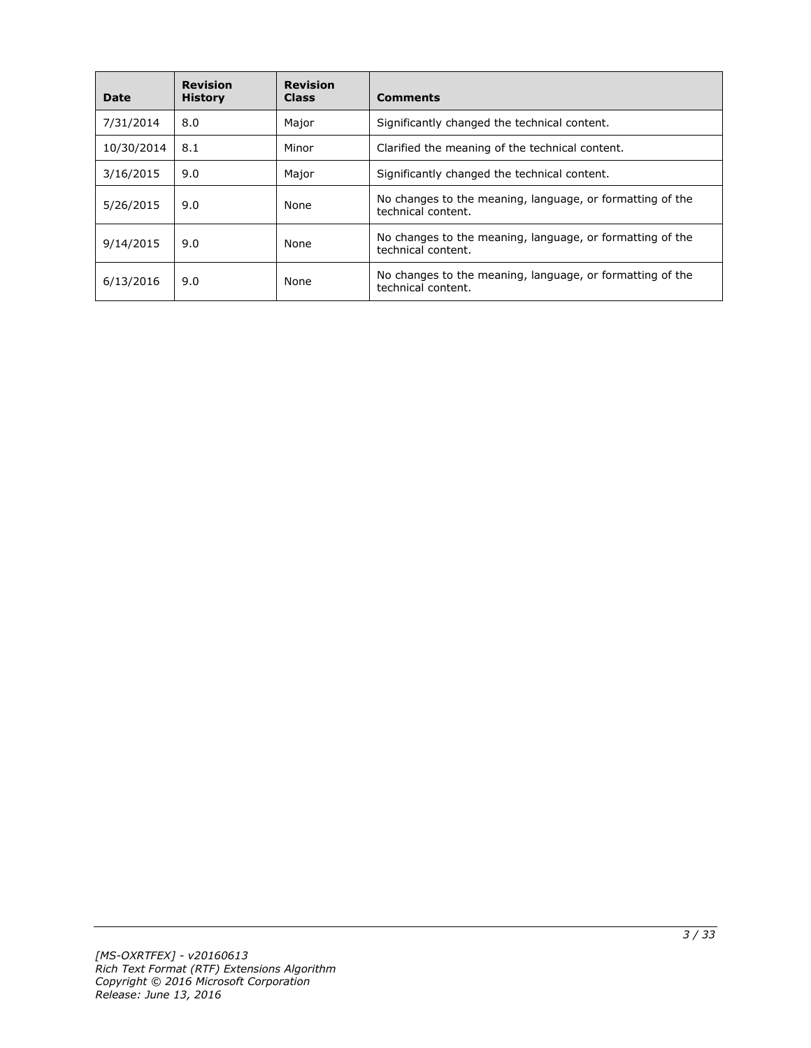| Date | Revision History | Revision Class | Comments |
|---|---|---|---|
| 7/31/2014 | 8.0 | Major | Significantly changed the technical content. |
| 10/30/2014 | 8.1 | Minor | Clarified the meaning of the technical content. |
| 3/16/2015 | 9.0 | Major | Significantly changed the technical content. |
| 5/26/2015 | 9.0 | None | No changes to the meaning, language, or formatting of the technical content. |
| 9/14/2015 | 9.0 | None | No changes to the meaning, language, or formatting of the technical content. |
| 6/13/2016 | 9.0 | None | No changes to the meaning, language, or formatting of the technical content. |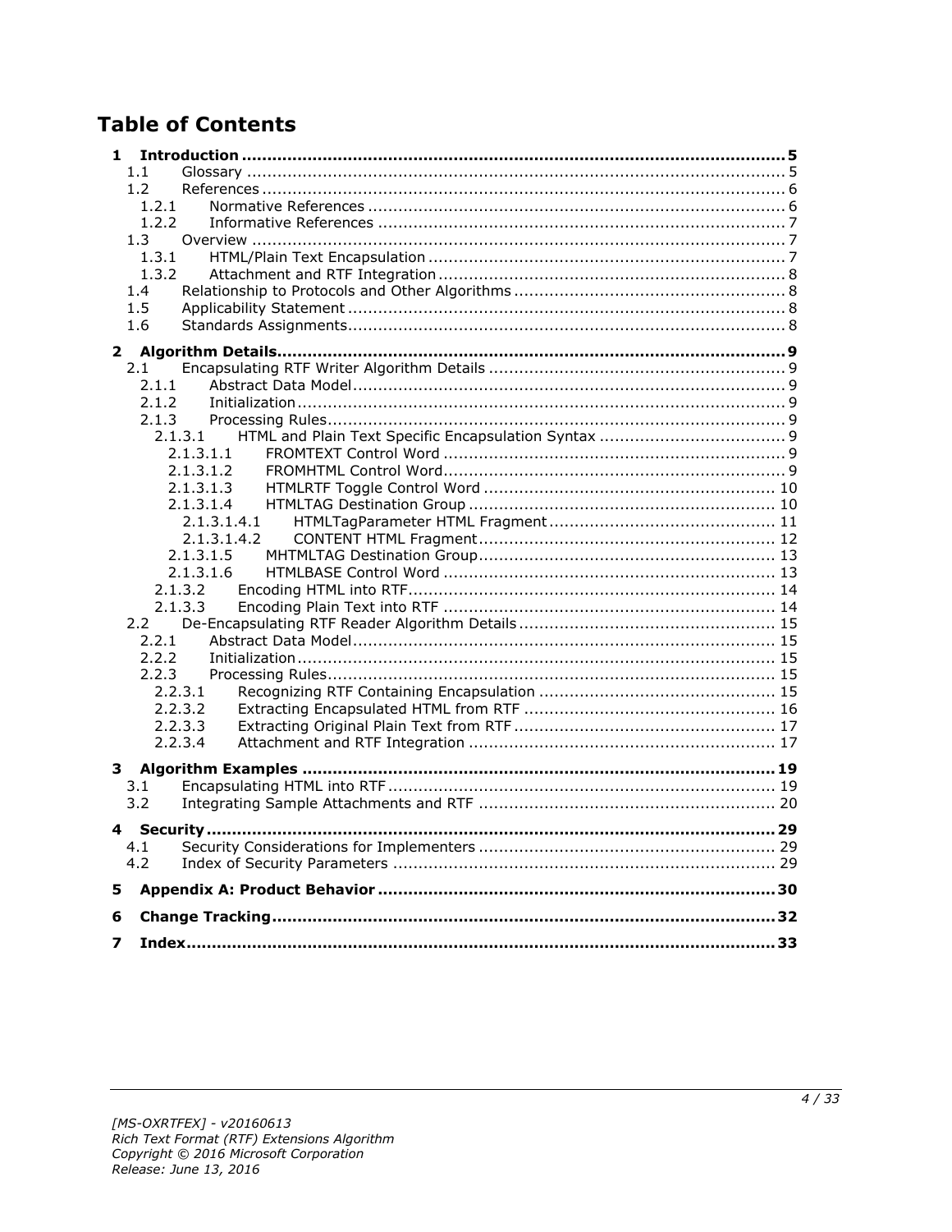# Table of Contents

**1 Introduction** ..... 5
- 1.1 Glossary ..... 5
- 1.2 References ..... 6
  - 1.2.1 Normative References ..... 6
  - 1.2.2 Informative References ..... 7
- 1.3 Overview ..... 7
  - 1.3.1 HTML/Plain Text Encapsulation ..... 7
  - 1.3.2 Attachment and RTF Integration ..... 8
- 1.4 Relationship to Protocols and Other Algorithms ..... 8
- 1.5 Applicability Statement ..... 8
- 1.6 Standards Assignments ..... 8

**2 Algorithm Details** ..... 9
- 2.1 Encapsulating RTF Writer Algorithm Details ..... 9
  - 2.1.1 Abstract Data Model ..... 9
  - 2.1.2 Initialization ..... 9
  - 2.1.3 Processing Rules ..... 9
    - 2.1.3.1 HTML and Plain Text Specific Encapsulation Syntax ..... 9
      - 2.1.3.1.1 FROMTEXT Control Word ..... 9
      - 2.1.3.1.2 FROMHTML Control Word ..... 9
      - 2.1.3.1.3 HTMLRTF Toggle Control Word ..... 10
      - 2.1.3.1.4 HTMLTAG Destination Group ..... 10
        - 2.1.3.1.4.1 HTMLTagParameter HTML Fragment ..... 11
        - 2.1.3.1.4.2 CONTENT HTML Fragment ..... 12
      - 2.1.3.1.5 MHTMLTAG Destination Group ..... 13
      - 2.1.3.1.6 HTMLBASE Control Word ..... 13
    - 2.1.3.2 Encoding HTML into RTF ..... 14
    - 2.1.3.3 Encoding Plain Text into RTF ..... 14
- 2.2 De-Encapsulating RTF Reader Algorithm Details ..... 15
  - 2.2.1 Abstract Data Model ..... 15
  - 2.2.2 Initialization ..... 15
  - 2.2.3 Processing Rules ..... 15
    - 2.2.3.1 Recognizing RTF Containing Encapsulation ..... 15
    - 2.2.3.2 Extracting Encapsulated HTML from RTF ..... 16
    - 2.2.3.3 Extracting Original Plain Text from RTF ..... 17
    - 2.2.3.4 Attachment and RTF Integration ..... 17

**3 Algorithm Examples** ..... 19
- 3.1 Encapsulating HTML into RTF ..... 19
- 3.2 Integrating Sample Attachments and RTF ..... 20

**4 Security** ..... 29
- 4.1 Security Considerations for Implementers ..... 29
- 4.2 Index of Security Parameters ..... 29

**5 Appendix A: Product Behavior** ..... 30

**6 Change Tracking** ..... 32

**7 Index** ..... 33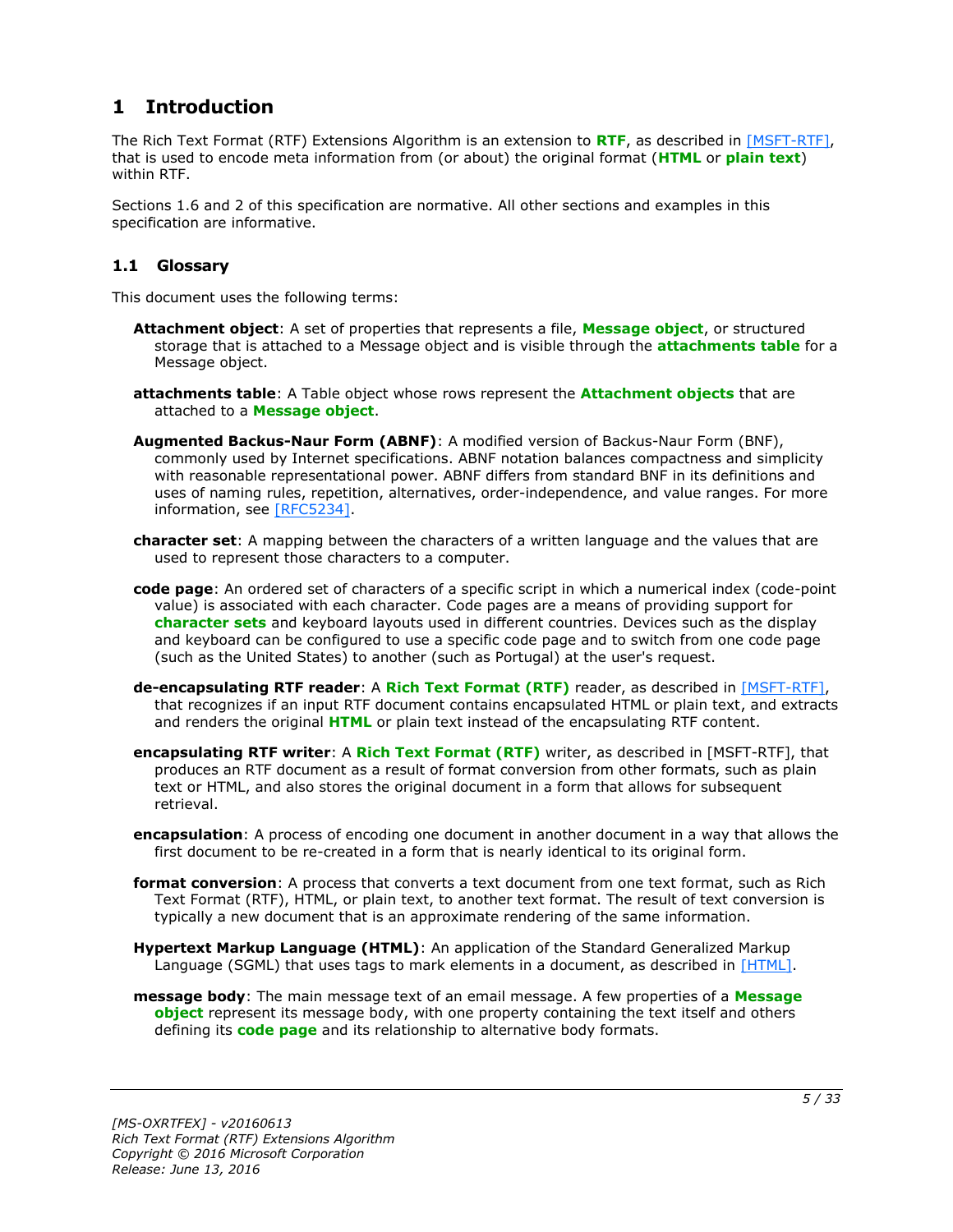# 1 Introduction

The Rich Text Format (RTF) Extensions Algorithm is an extension to **RTF**, as described in [MSFT-RTF], that is used to encode meta information from (or about) the original format (**HTML** or **plain text**) within RTF.

Sections 1.6 and 2 of this specification are normative. All other sections and examples in this specification are informative.

## 1.1 Glossary

This document uses the following terms:

**Attachment object**: A set of properties that represents a file, **Message object**, or structured storage that is attached to a Message object and is visible through the **attachments table** for a Message object.

**attachments table**: A Table object whose rows represent the **Attachment objects** that are attached to a **Message object**.

**Augmented Backus-Naur Form (ABNF)**: A modified version of Backus-Naur Form (BNF), commonly used by Internet specifications. ABNF notation balances compactness and simplicity with reasonable representational power. ABNF differs from standard BNF in its definitions and uses of naming rules, repetition, alternatives, order-independence, and value ranges. For more information, see [RFC5234].

**character set**: A mapping between the characters of a written language and the values that are used to represent those characters to a computer.

**code page**: An ordered set of characters of a specific script in which a numerical index (code-point value) is associated with each character. Code pages are a means of providing support for **character sets** and keyboard layouts used in different countries. Devices such as the display and keyboard can be configured to use a specific code page and to switch from one code page (such as the United States) to another (such as Portugal) at the user's request.

**de-encapsulating RTF reader**: A **Rich Text Format (RTF)** reader, as described in [MSFT-RTF], that recognizes if an input RTF document contains encapsulated HTML or plain text, and extracts and renders the original **HTML** or plain text instead of the encapsulating RTF content.

**encapsulating RTF writer**: A **Rich Text Format (RTF)** writer, as described in [MSFT-RTF], that produces an RTF document as a result of format conversion from other formats, such as plain text or HTML, and also stores the original document in a form that allows for subsequent retrieval.

**encapsulation**: A process of encoding one document in another document in a way that allows the first document to be re-created in a form that is nearly identical to its original form.

**format conversion**: A process that converts a text document from one text format, such as Rich Text Format (RTF), HTML, or plain text, to another text format. The result of text conversion is typically a new document that is an approximate rendering of the same information.

**Hypertext Markup Language (HTML)**: An application of the Standard Generalized Markup Language (SGML) that uses tags to mark elements in a document, as described in [HTML].

**message body**: The main message text of an email message. A few properties of a **Message object** represent its message body, with one property containing the text itself and others defining its **code page** and its relationship to alternative body formats.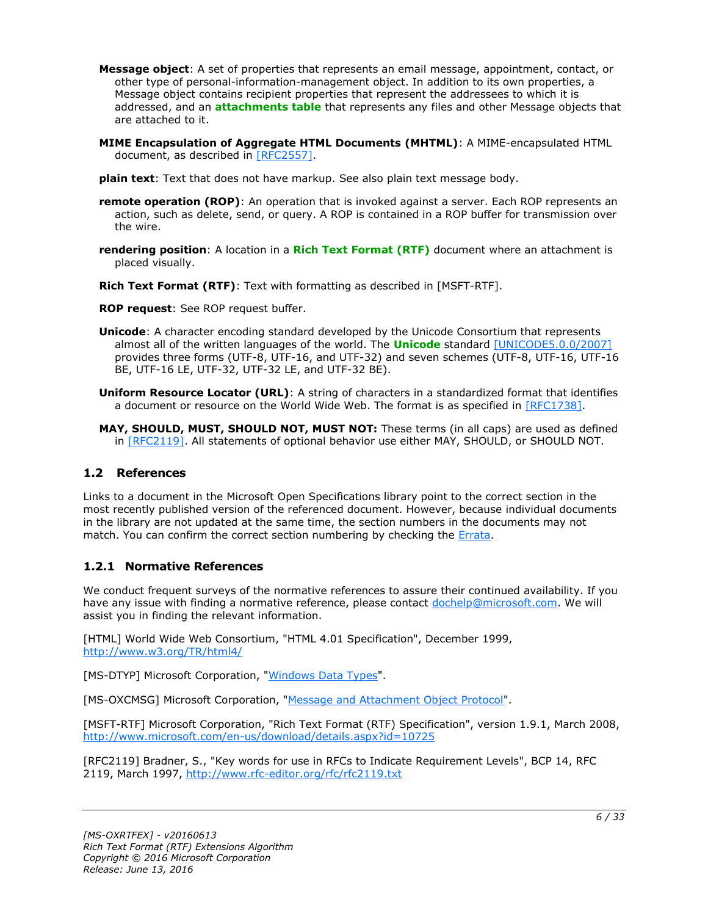**Message object**: A set of properties that represents an email message, appointment, contact, or other type of personal-information-management object. In addition to its own properties, a Message object contains recipient properties that represent the addressees to which it is addressed, and an **attachments table** that represents any files and other Message objects that are attached to it.

**MIME Encapsulation of Aggregate HTML Documents (MHTML)**: A MIME-encapsulated HTML document, as described in [RFC2557].

**plain text**: Text that does not have markup. See also plain text message body.

**remote operation (ROP)**: An operation that is invoked against a server. Each ROP represents an action, such as delete, send, or query. A ROP is contained in a ROP buffer for transmission over the wire.

**rendering position**: A location in a **Rich Text Format (RTF)** document where an attachment is placed visually.

**Rich Text Format (RTF)**: Text with formatting as described in [MSFT-RTF].

**ROP request**: See ROP request buffer.

**Unicode**: A character encoding standard developed by the Unicode Consortium that represents almost all of the written languages of the world. The **Unicode** standard [UNICODE5.0.0/2007] provides three forms (UTF-8, UTF-16, and UTF-32) and seven schemes (UTF-8, UTF-16, UTF-16 BE, UTF-16 LE, UTF-32, UTF-32 LE, and UTF-32 BE).

**Uniform Resource Locator (URL)**: A string of characters in a standardized format that identifies a document or resource on the World Wide Web. The format is as specified in [RFC1738].

**MAY, SHOULD, MUST, SHOULD NOT, MUST NOT:** These terms (in all caps) are used as defined in [RFC2119]. All statements of optional behavior use either MAY, SHOULD, or SHOULD NOT.

## 1.2 References

Links to a document in the Microsoft Open Specifications library point to the correct section in the most recently published version of the referenced document. However, because individual documents in the library are not updated at the same time, the section numbers in the documents may not match. You can confirm the correct section numbering by checking the Errata.

### 1.2.1 Normative References

We conduct frequent surveys of the normative references to assure their continued availability. If you have any issue with finding a normative reference, please contact dochelp@microsoft.com. We will assist you in finding the relevant information.

[HTML] World Wide Web Consortium, "HTML 4.01 Specification", December 1999, http://www.w3.org/TR/html4/

[MS-DTYP] Microsoft Corporation, "Windows Data Types".

[MS-OXCMSG] Microsoft Corporation, "Message and Attachment Object Protocol".

[MSFT-RTF] Microsoft Corporation, "Rich Text Format (RTF) Specification", version 1.9.1, March 2008, http://www.microsoft.com/en-us/download/details.aspx?id=10725

[RFC2119] Bradner, S., "Key words for use in RFCs to Indicate Requirement Levels", BCP 14, RFC 2119, March 1997, http://www.rfc-editor.org/rfc/rfc2119.txt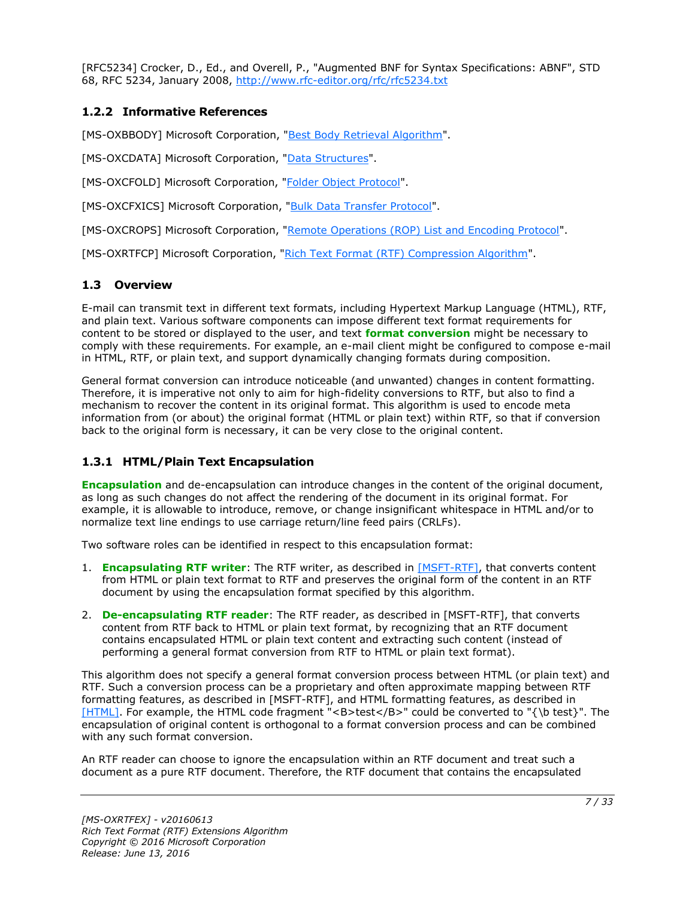[RFC5234] Crocker, D., Ed., and Overell, P., "Augmented BNF for Syntax Specifications: ABNF", STD 68, RFC 5234, January 2008, http://www.rfc-editor.org/rfc/rfc5234.txt

### 1.2.2 Informative References

[MS-OXBBODY] Microsoft Corporation, "Best Body Retrieval Algorithm".

[MS-OXCDATA] Microsoft Corporation, "Data Structures".

[MS-OXCFOLD] Microsoft Corporation, "Folder Object Protocol".

[MS-OXCFXICS] Microsoft Corporation, "Bulk Data Transfer Protocol".

[MS-OXCROPS] Microsoft Corporation, "Remote Operations (ROP) List and Encoding Protocol".

[MS-OXRTFCP] Microsoft Corporation, "Rich Text Format (RTF) Compression Algorithm".

## 1.3 Overview

E-mail can transmit text in different text formats, including Hypertext Markup Language (HTML), RTF, and plain text. Various software components can impose different text format requirements for content to be stored or displayed to the user, and text **format conversion** might be necessary to comply with these requirements. For example, an e-mail client might be configured to compose e-mail in HTML, RTF, or plain text, and support dynamically changing formats during composition.

General format conversion can introduce noticeable (and unwanted) changes in content formatting. Therefore, it is imperative not only to aim for high-fidelity conversions to RTF, but also to find a mechanism to recover the content in its original format. This algorithm is used to encode meta information from (or about) the original format (HTML or plain text) within RTF, so that if conversion back to the original form is necessary, it can be very close to the original content.

### 1.3.1 HTML/Plain Text Encapsulation

**Encapsulation** and de-encapsulation can introduce changes in the content of the original document, as long as such changes do not affect the rendering of the document in its original format. For example, it is allowable to introduce, remove, or change insignificant whitespace in HTML and/or to normalize text line endings to use carriage return/line feed pairs (CRLFs).

Two software roles can be identified in respect to this encapsulation format:

1. **Encapsulating RTF writer**: The RTF writer, as described in [MSFT-RTF], that converts content from HTML or plain text format to RTF and preserves the original form of the content in an RTF document by using the encapsulation format specified by this algorithm.

2. **De-encapsulating RTF reader**: The RTF reader, as described in [MSFT-RTF], that converts content from RTF back to HTML or plain text format, by recognizing that an RTF document contains encapsulated HTML or plain text content and extracting such content (instead of performing a general format conversion from RTF to HTML or plain text format).

This algorithm does not specify a general format conversion process between HTML (or plain text) and RTF. Such a conversion process can be a proprietary and often approximate mapping between RTF formatting features, as described in [MSFT-RTF], and HTML formatting features, as described in [HTML]. For example, the HTML code fragment "<B>test</B>" could be converted to "{\b test}". The encapsulation of original content is orthogonal to a format conversion process and can be combined with any such format conversion.

An RTF reader can choose to ignore the encapsulation within an RTF document and treat such a document as a pure RTF document. Therefore, the RTF document that contains the encapsulated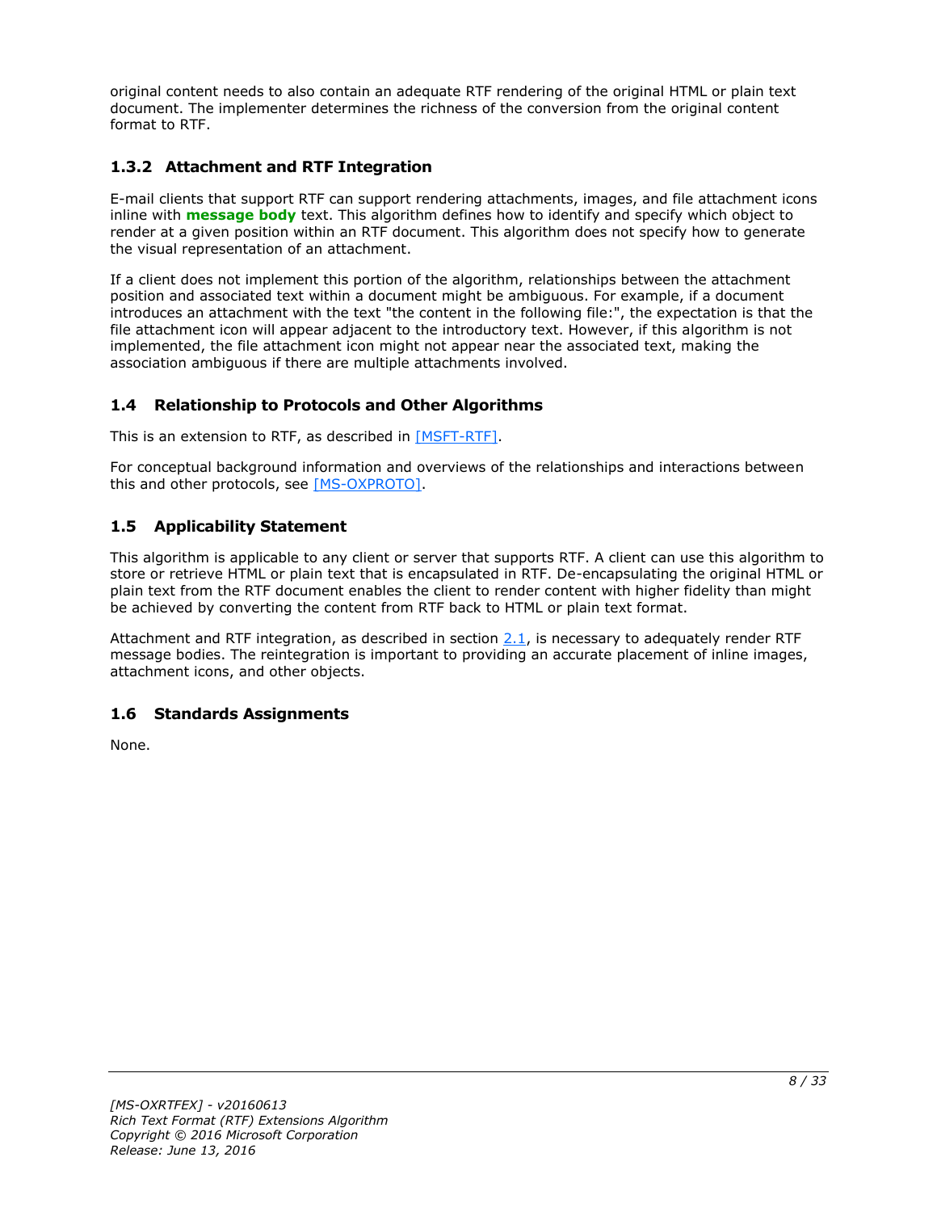original content needs to also contain an adequate RTF rendering of the original HTML or plain text document. The implementer determines the richness of the conversion from the original content format to RTF.

### 1.3.2 Attachment and RTF Integration

E-mail clients that support RTF can support rendering attachments, images, and file attachment icons inline with **message body** text. This algorithm defines how to identify and specify which object to render at a given position within an RTF document. This algorithm does not specify how to generate the visual representation of an attachment.

If a client does not implement this portion of the algorithm, relationships between the attachment position and associated text within a document might be ambiguous. For example, if a document introduces an attachment with the text "the content in the following file:", the expectation is that the file attachment icon will appear adjacent to the introductory text. However, if this algorithm is not implemented, the file attachment icon might not appear near the associated text, making the association ambiguous if there are multiple attachments involved.

## 1.4 Relationship to Protocols and Other Algorithms

This is an extension to RTF, as described in [MSFT-RTF].

For conceptual background information and overviews of the relationships and interactions between this and other protocols, see [MS-OXPROTO].

## 1.5 Applicability Statement

This algorithm is applicable to any client or server that supports RTF. A client can use this algorithm to store or retrieve HTML or plain text that is encapsulated in RTF. De-encapsulating the original HTML or plain text from the RTF document enables the client to render content with higher fidelity than might be achieved by converting the content from RTF back to HTML or plain text format.

Attachment and RTF integration, as described in section 2.1, is necessary to adequately render RTF message bodies. The reintegration is important to providing an accurate placement of inline images, attachment icons, and other objects.

## 1.6 Standards Assignments

None.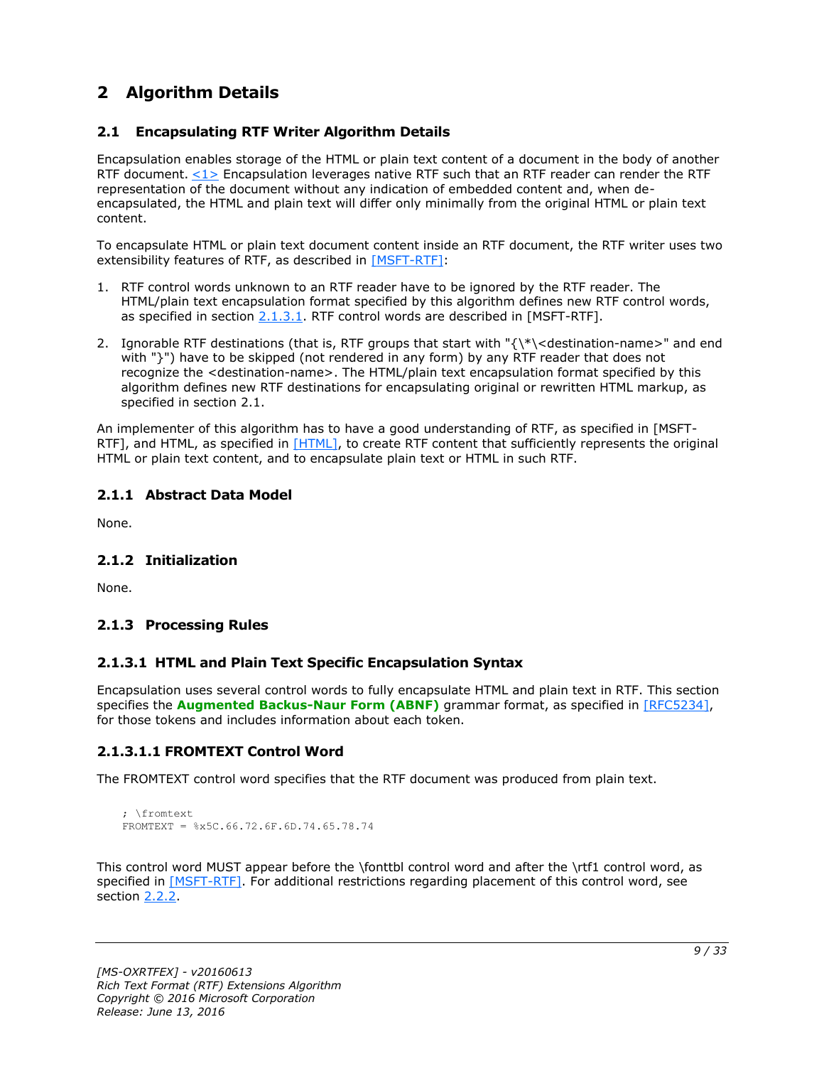# 2 Algorithm Details

## 2.1 Encapsulating RTF Writer Algorithm Details

Encapsulation enables storage of the HTML or plain text content of a document in the body of another RTF document. <1> Encapsulation leverages native RTF such that an RTF reader can render the RTF representation of the document without any indication of embedded content and, when de-encapsulated, the HTML and plain text will differ only minimally from the original HTML or plain text content.

To encapsulate HTML or plain text document content inside an RTF document, the RTF writer uses two extensibility features of RTF, as described in [MSFT-RTF]:

1. RTF control words unknown to an RTF reader have to be ignored by the RTF reader. The HTML/plain text encapsulation format specified by this algorithm defines new RTF control words, as specified in section 2.1.3.1. RTF control words are described in [MSFT-RTF].
2. Ignorable RTF destinations (that is, RTF groups that start with "{\*\<destination-name>" and end with "}") have to be skipped (not rendered in any form) by any RTF reader that does not recognize the <destination-name>. The HTML/plain text encapsulation format specified by this algorithm defines new RTF destinations for encapsulating original or rewritten HTML markup, as specified in section 2.1.

An implementer of this algorithm has to have a good understanding of RTF, as specified in [MSFT-RTF], and HTML, as specified in [HTML], to create RTF content that sufficiently represents the original HTML or plain text content, and to encapsulate plain text or HTML in such RTF.

### 2.1.1 Abstract Data Model

None.

### 2.1.2 Initialization

None.

### 2.1.3 Processing Rules

#### 2.1.3.1 HTML and Plain Text Specific Encapsulation Syntax

Encapsulation uses several control words to fully encapsulate HTML and plain text in RTF. This section specifies the **Augmented Backus-Naur Form (ABNF)** grammar format, as specified in [RFC5234], for those tokens and includes information about each token.

##### 2.1.3.1.1 FROMTEXT Control Word

The FROMTEXT control word specifies that the RTF document was produced from plain text.

```
; \fromtext
FROMTEXT = %x5C.66.72.6F.6D.74.65.78.74
```

This control word MUST appear before the \fonttbl control word and after the \rtf1 control word, as specified in [MSFT-RTF]. For additional restrictions regarding placement of this control word, see section 2.2.2.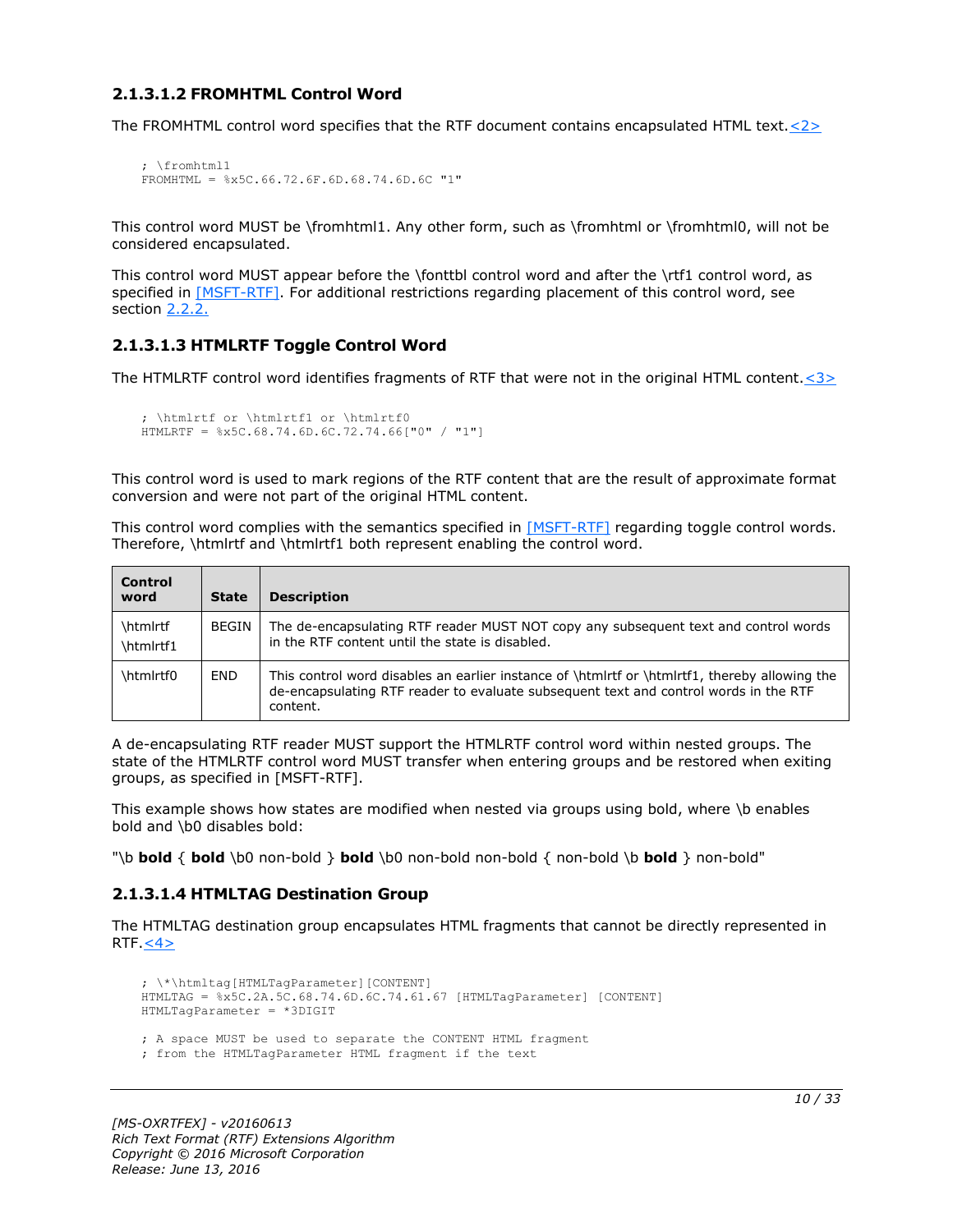### 2.1.3.1.2 FROMHTML Control Word

The FROMHTML control word specifies that the RTF document contains encapsulated HTML text.<2>

```
; \fromhtml1
FROMHTML = %x5C.66.72.6F.6D.68.74.6D.6C "1"
```

This control word MUST be \fromhtml1. Any other form, such as \fromhtml or \fromhtml0, will not be considered encapsulated.

This control word MUST appear before the \fonttbl control word and after the \rtf1 control word, as specified in [MSFT-RTF]. For additional restrictions regarding placement of this control word, see section 2.2.2.

### 2.1.3.1.3 HTMLRTF Toggle Control Word

The HTMLRTF control word identifies fragments of RTF that were not in the original HTML content.<3>

```
; \htmlrtf or \htmlrtf1 or \htmlrtf0
HTMLRTF = %x5C.68.74.6D.6C.72.74.66["0" / "1"]
```

This control word is used to mark regions of the RTF content that are the result of approximate format conversion and were not part of the original HTML content.

This control word complies with the semantics specified in [MSFT-RTF] regarding toggle control words. Therefore, \htmlrtf and \htmlrtf1 both represent enabling the control word.

| Control word | State | Description |
|---|---|---|
| \htmlrtf<br>\htmlrtf1 | BEGIN | The de-encapsulating RTF reader MUST NOT copy any subsequent text and control words in the RTF content until the state is disabled. |
| \htmlrtf0 | END | This control word disables an earlier instance of \htmlrtf or \htmlrtf1, thereby allowing the de-encapsulating RTF reader to evaluate subsequent text and control words in the RTF content. |

A de-encapsulating RTF reader MUST support the HTMLRTF control word within nested groups. The state of the HTMLRTF control word MUST transfer when entering groups and be restored when exiting groups, as specified in [MSFT-RTF].

This example shows how states are modified when nested via groups using bold, where \b enables bold and \b0 disables bold:

"\b **bold** { **bold** \b0 non-bold } **bold** \b0 non-bold non-bold { non-bold \b **bold** } non-bold"

### 2.1.3.1.4 HTMLTAG Destination Group

The HTMLTAG destination group encapsulates HTML fragments that cannot be directly represented in RTF.<4>

```
; \*\htmltag[HTMLTagParameter][CONTENT]
HTMLTAG = %x5C.2A.5C.68.74.6D.6C.74.61.67 [HTMLTagParameter] [CONTENT]
HTMLTagParameter = *3DIGIT

; A space MUST be used to separate the CONTENT HTML fragment
; from the HTMLTagParameter HTML fragment if the text
```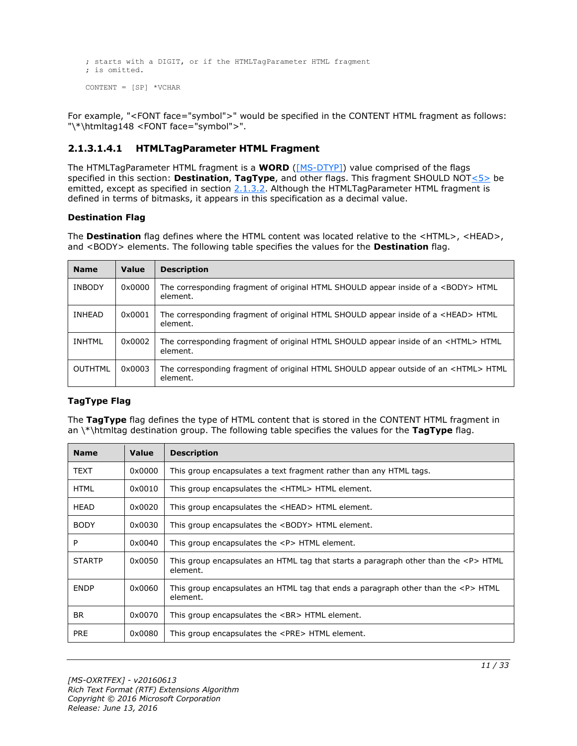```
; starts with a DIGIT, or if the HTMLTagParameter HTML fragment
; is omitted.

CONTENT = [SP] *VCHAR
```

For example, "<FONT face="symbol">" would be specified in the CONTENT HTML fragment as follows: "\*\htmltag148 <FONT face="symbol">".

### 2.1.3.1.4.1 HTMLTagParameter HTML Fragment

The HTMLTagParameter HTML fragment is a **WORD** ([MS-DTYP]) value comprised of the flags specified in this section: **Destination**, **TagType**, and other flags. This fragment SHOULD NOT<5> be emitted, except as specified in section 2.1.3.2. Although the HTMLTagParameter HTML fragment is defined in terms of bitmasks, it appears in this specification as a decimal value.

**Destination Flag**

The **Destination** flag defines where the HTML content was located relative to the <HTML>, <HEAD>, and <BODY> elements. The following table specifies the values for the **Destination** flag.

| Name | Value | Description |
|---|---|---|
| INBODY | 0x0000 | The corresponding fragment of original HTML SHOULD appear inside of a <BODY> HTML element. |
| INHEAD | 0x0001 | The corresponding fragment of original HTML SHOULD appear inside of a <HEAD> HTML element. |
| INHTML | 0x0002 | The corresponding fragment of original HTML SHOULD appear inside of an <HTML> HTML element. |
| OUTHTML | 0x0003 | The corresponding fragment of original HTML SHOULD appear outside of an <HTML> HTML element. |

**TagType Flag**

The **TagType** flag defines the type of HTML content that is stored in the CONTENT HTML fragment in an \*\htmltag destination group. The following table specifies the values for the **TagType** flag.

| Name | Value | Description |
|---|---|---|
| TEXT | 0x0000 | This group encapsulates a text fragment rather than any HTML tags. |
| HTML | 0x0010 | This group encapsulates the <HTML> HTML element. |
| HEAD | 0x0020 | This group encapsulates the <HEAD> HTML element. |
| BODY | 0x0030 | This group encapsulates the <BODY> HTML element. |
| P | 0x0040 | This group encapsulates the <P> HTML element. |
| STARTP | 0x0050 | This group encapsulates an HTML tag that starts a paragraph other than the <P> HTML element. |
| ENDP | 0x0060 | This group encapsulates an HTML tag that ends a paragraph other than the <P> HTML element. |
| BR | 0x0070 | This group encapsulates the <BR> HTML element. |
| PRE | 0x0080 | This group encapsulates the <PRE> HTML element. |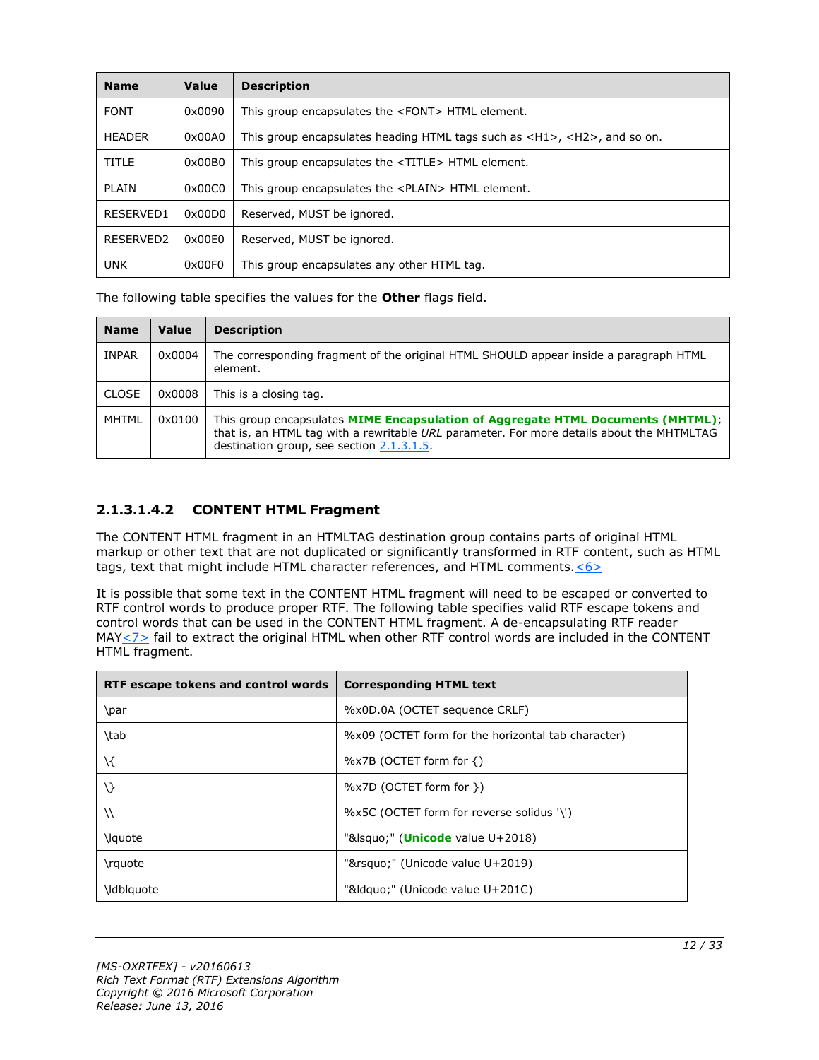| Name | Value | Description |
|---|---|---|
| FONT | 0x0090 | This group encapsulates the <FONT> HTML element. |
| HEADER | 0x00A0 | This group encapsulates heading HTML tags such as <H1>, <H2>, and so on. |
| TITLE | 0x00B0 | This group encapsulates the <TITLE> HTML element. |
| PLAIN | 0x00C0 | This group encapsulates the <PLAIN> HTML element. |
| RESERVED1 | 0x00D0 | Reserved, MUST be ignored. |
| RESERVED2 | 0x00E0 | Reserved, MUST be ignored. |
| UNK | 0x00F0 | This group encapsulates any other HTML tag. |

The following table specifies the values for the **Other** flags field.

| Name | Value | Description |
|---|---|---|
| INPAR | 0x0004 | The corresponding fragment of the original HTML SHOULD appear inside a paragraph HTML element. |
| CLOSE | 0x0008 | This is a closing tag. |
| MHTML | 0x0100 | This group encapsulates **MIME Encapsulation of Aggregate HTML Documents (MHTML)**; that is, an HTML tag with a rewritable *URL* parameter. For more details about the MHTMLTAG destination group, see section 2.1.3.1.5. |

### 2.1.3.1.4.2 CONTENT HTML Fragment

The CONTENT HTML fragment in an HTMLTAG destination group contains parts of original HTML markup or other text that are not duplicated or significantly transformed in RTF content, such as HTML tags, text that might include HTML character references, and HTML comments.<6>

It is possible that some text in the CONTENT HTML fragment will need to be escaped or converted to RTF control words to produce proper RTF. The following table specifies valid RTF escape tokens and control words that can be used in the CONTENT HTML fragment. A de-encapsulating RTF reader MAY<7> fail to extract the original HTML when other RTF control words are included in the CONTENT HTML fragment.

| RTF escape tokens and control words | Corresponding HTML text |
|---|---|
| \par | %x0D.0A (OCTET sequence CRLF) |
| \tab | %x09 (OCTET form for the horizontal tab character) |
| \{ | %x7B (OCTET form for {) |
| \} | %x7D (OCTET form for }) |
| \\ | %x5C (OCTET form for reverse solidus '\') |
| \lquote | "&lsquo;" (**Unicode** value U+2018) |
| \rquote | "&rsquo;" (Unicode value U+2019) |
| \ldblquote | "&ldquo;" (Unicode value U+201C) |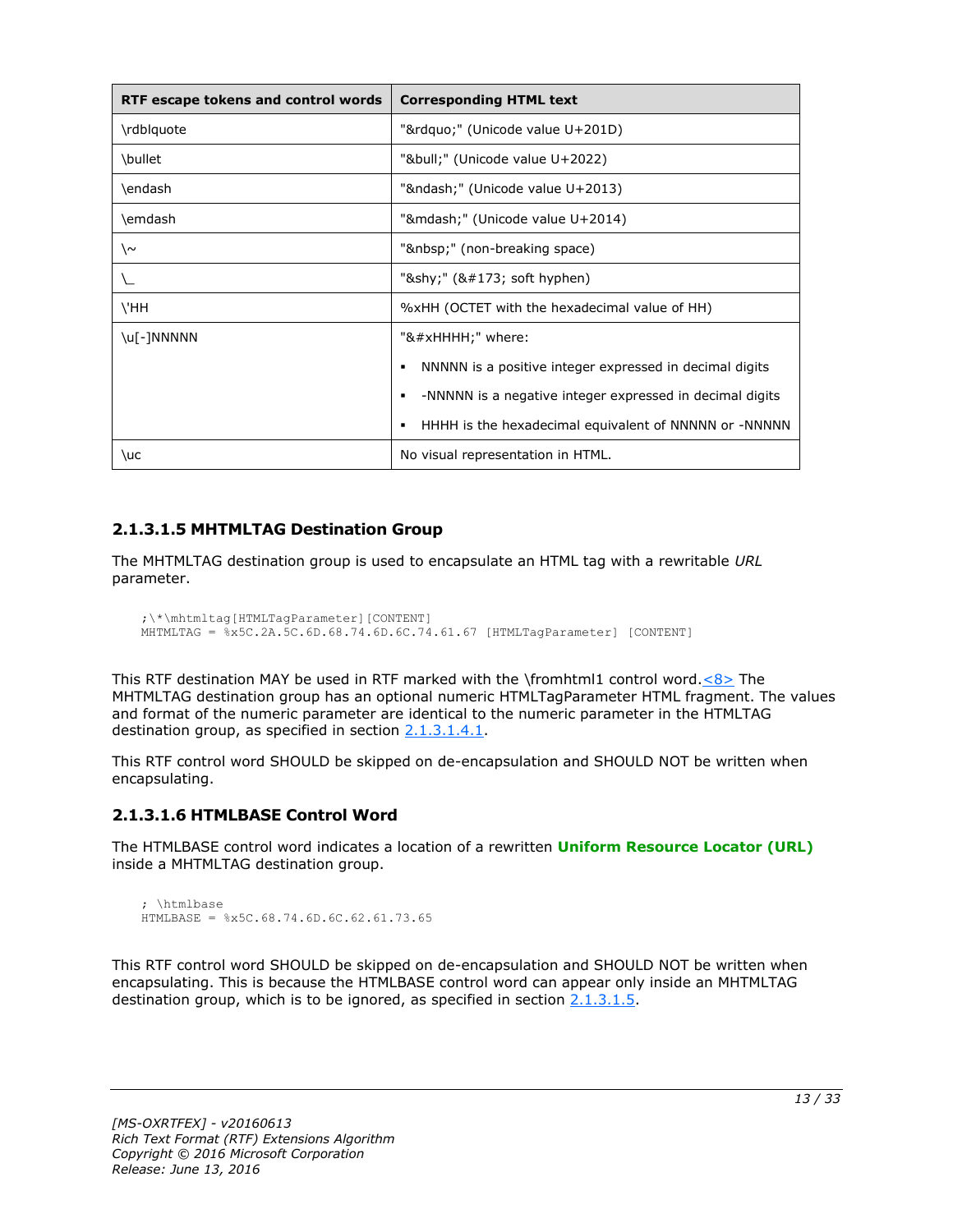| RTF escape tokens and control words | Corresponding HTML text |
| --- | --- |
| \rdblquote | "&rdquo;" (Unicode value U+201D) |
| \bullet | "&bull;" (Unicode value U+2022) |
| \endash | "&ndash;" (Unicode value U+2013) |
| \emdash | "&mdash;" (Unicode value U+2014) |
| \~ | "&nbsp;" (non-breaking space) |
| \_ | "&shy;" (&#173; soft hyphen) |
| \'HH | %xHH (OCTET with the hexadecimal value of HH) |
| \u[-]NNNNN | "&#xHHHH;" where: ▪ NNNNN is a positive integer expressed in decimal digits ▪ -NNNNN is a negative integer expressed in decimal digits ▪ HHHH is the hexadecimal equivalent of NNNNN or -NNNNN |
| \uc | No visual representation in HTML. |

### 2.1.3.1.5 MHTMLTAG Destination Group

The MHTMLTAG destination group is used to encapsulate an HTML tag with a rewritable *URL* parameter.

```
;\*\mhtmltag[HTMLTagParameter][CONTENT]
MHTMLTAG = %x5C.2A.5C.6D.68.74.6D.6C.74.61.67 [HTMLTagParameter] [CONTENT]
```

This RTF destination MAY be used in RTF marked with the \fromhtml1 control word.<8> The MHTMLTAG destination group has an optional numeric HTMLTagParameter HTML fragment. The values and format of the numeric parameter are identical to the numeric parameter in the HTMLTAG destination group, as specified in section 2.1.3.1.4.1.

This RTF control word SHOULD be skipped on de-encapsulation and SHOULD NOT be written when encapsulating.

### 2.1.3.1.6 HTMLBASE Control Word

The HTMLBASE control word indicates a location of a rewritten **Uniform Resource Locator (URL)** inside a MHTMLTAG destination group.

```
; \htmlbase
HTMLBASE = %x5C.68.74.6D.6C.62.61.73.65
```

This RTF control word SHOULD be skipped on de-encapsulation and SHOULD NOT be written when encapsulating. This is because the HTMLBASE control word can appear only inside an MHTMLTAG destination group, which is to be ignored, as specified in section 2.1.3.1.5.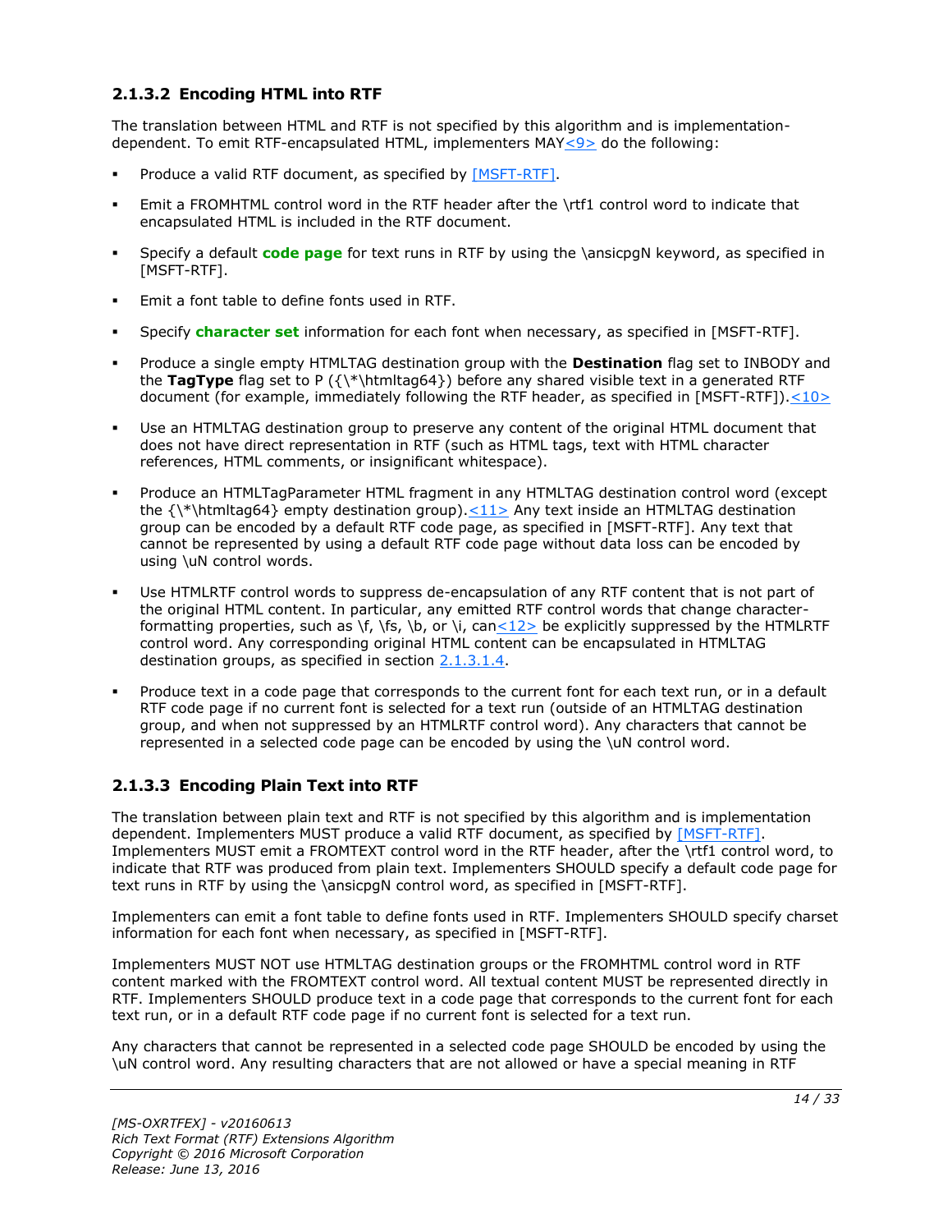### 2.1.3.2 Encoding HTML into RTF

The translation between HTML and RTF is not specified by this algorithm and is implementation-dependent. To emit RTF-encapsulated HTML, implementers MAY<9> do the following:

- Produce a valid RTF document, as specified by [MSFT-RTF].
- Emit a FROMHTML control word in the RTF header after the \rtf1 control word to indicate that encapsulated HTML is included in the RTF document.
- Specify a default **code page** for text runs in RTF by using the \ansicpgN keyword, as specified in [MSFT-RTF].
- Emit a font table to define fonts used in RTF.
- Specify **character set** information for each font when necessary, as specified in [MSFT-RTF].
- Produce a single empty HTMLTAG destination group with the **Destination** flag set to INBODY and the **TagType** flag set to P ({\*\htmltag64}) before any shared visible text in a generated RTF document (for example, immediately following the RTF header, as specified in [MSFT-RTF]).<10>
- Use an HTMLTAG destination group to preserve any content of the original HTML document that does not have direct representation in RTF (such as HTML tags, text with HTML character references, HTML comments, or insignificant whitespace).
- Produce an HTMLTagParameter HTML fragment in any HTMLTAG destination control word (except the {\*\htmltag64} empty destination group).<11> Any text inside an HTMLTAG destination group can be encoded by a default RTF code page, as specified in [MSFT-RTF]. Any text that cannot be represented by using a default RTF code page without data loss can be encoded by using \uN control words.
- Use HTMLRTF control words to suppress de-encapsulation of any RTF content that is not part of the original HTML content. In particular, any emitted RTF control words that change character-formatting properties, such as \f, \fs, \b, or \i, can<12> be explicitly suppressed by the HTMLRTF control word. Any corresponding original HTML content can be encapsulated in HTMLTAG destination groups, as specified in section 2.1.3.1.4.
- Produce text in a code page that corresponds to the current font for each text run, or in a default RTF code page if no current font is selected for a text run (outside of an HTMLTAG destination group, and when not suppressed by an HTMLRTF control word). Any characters that cannot be represented in a selected code page can be encoded by using the \uN control word.

### 2.1.3.3 Encoding Plain Text into RTF

The translation between plain text and RTF is not specified by this algorithm and is implementation dependent. Implementers MUST produce a valid RTF document, as specified by [MSFT-RTF]. Implementers MUST emit a FROMTEXT control word in the RTF header, after the \rtf1 control word, to indicate that RTF was produced from plain text. Implementers SHOULD specify a default code page for text runs in RTF by using the \ansicpgN control word, as specified in [MSFT-RTF].

Implementers can emit a font table to define fonts used in RTF. Implementers SHOULD specify charset information for each font when necessary, as specified in [MSFT-RTF].

Implementers MUST NOT use HTMLTAG destination groups or the FROMHTML control word in RTF content marked with the FROMTEXT control word. All textual content MUST be represented directly in RTF. Implementers SHOULD produce text in a code page that corresponds to the current font for each text run, or in a default RTF code page if no current font is selected for a text run.

Any characters that cannot be represented in a selected code page SHOULD be encoded by using the \uN control word. Any resulting characters that are not allowed or have a special meaning in RTF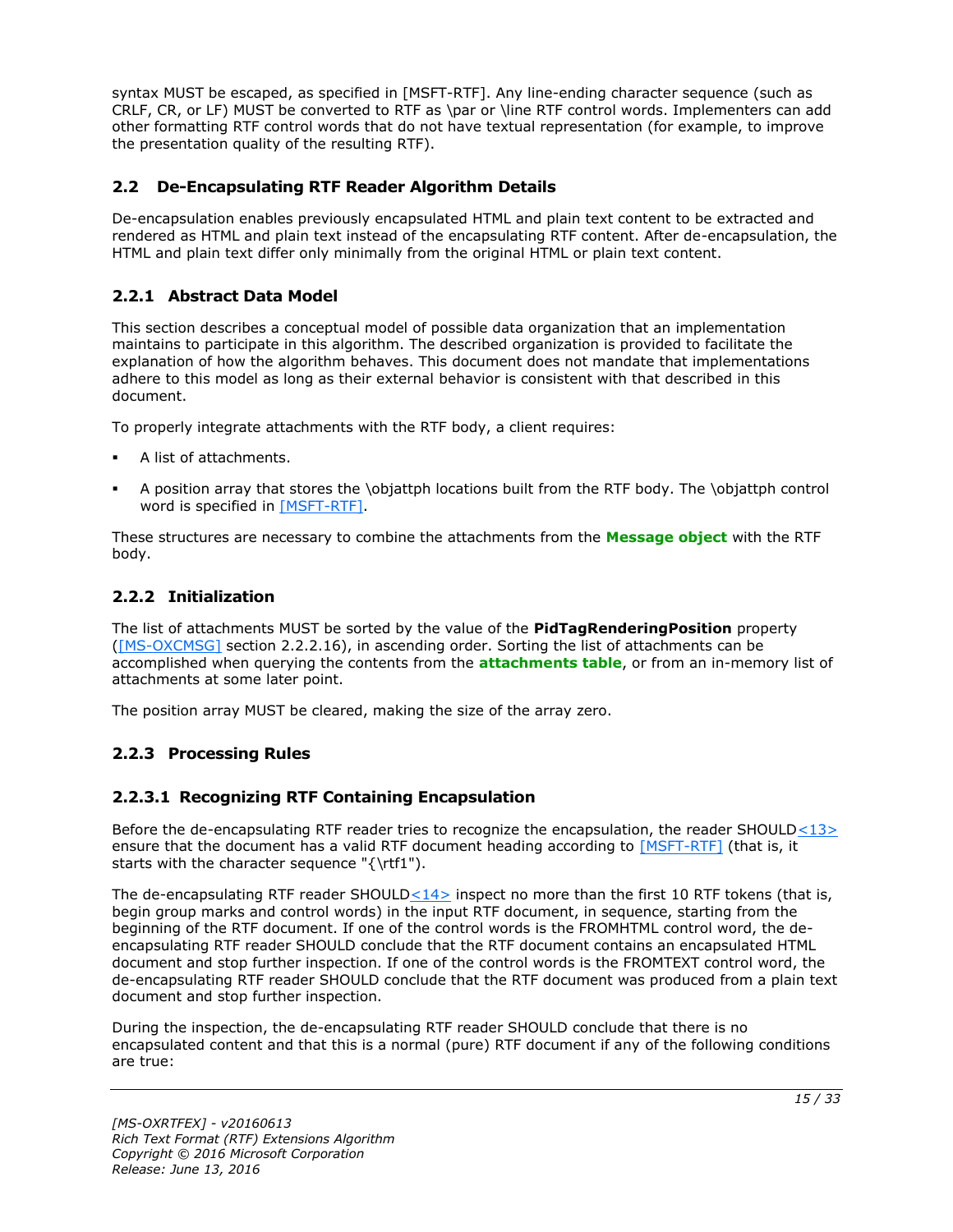syntax MUST be escaped, as specified in [MSFT-RTF]. Any line-ending character sequence (such as CRLF, CR, or LF) MUST be converted to RTF as \par or \line RTF control words. Implementers can add other formatting RTF control words that do not have textual representation (for example, to improve the presentation quality of the resulting RTF).

## 2.2 De-Encapsulating RTF Reader Algorithm Details

De-encapsulation enables previously encapsulated HTML and plain text content to be extracted and rendered as HTML and plain text instead of the encapsulating RTF content. After de-encapsulation, the HTML and plain text differ only minimally from the original HTML or plain text content.

### 2.2.1 Abstract Data Model

This section describes a conceptual model of possible data organization that an implementation maintains to participate in this algorithm. The described organization is provided to facilitate the explanation of how the algorithm behaves. This document does not mandate that implementations adhere to this model as long as their external behavior is consistent with that described in this document.

To properly integrate attachments with the RTF body, a client requires:

- A list of attachments.
- A position array that stores the \objattph locations built from the RTF body. The \objattph control word is specified in [MSFT-RTF].

These structures are necessary to combine the attachments from the **Message object** with the RTF body.

### 2.2.2 Initialization

The list of attachments MUST be sorted by the value of the **PidTagRenderingPosition** property ([MS-OXCMSG] section 2.2.2.16), in ascending order. Sorting the list of attachments can be accomplished when querying the contents from the **attachments table**, or from an in-memory list of attachments at some later point.

The position array MUST be cleared, making the size of the array zero.

### 2.2.3 Processing Rules

#### 2.2.3.1 Recognizing RTF Containing Encapsulation

Before the de-encapsulating RTF reader tries to recognize the encapsulation, the reader SHOULD<13> ensure that the document has a valid RTF document heading according to [MSFT-RTF] (that is, it starts with the character sequence "{\rtf1").

The de-encapsulating RTF reader SHOULD<14> inspect no more than the first 10 RTF tokens (that is, begin group marks and control words) in the input RTF document, in sequence, starting from the beginning of the RTF document. If one of the control words is the FROMHTML control word, the de-encapsulating RTF reader SHOULD conclude that the RTF document contains an encapsulated HTML document and stop further inspection. If one of the control words is the FROMTEXT control word, the de-encapsulating RTF reader SHOULD conclude that the RTF document was produced from a plain text document and stop further inspection.

During the inspection, the de-encapsulating RTF reader SHOULD conclude that there is no encapsulated content and that this is a normal (pure) RTF document if any of the following conditions are true: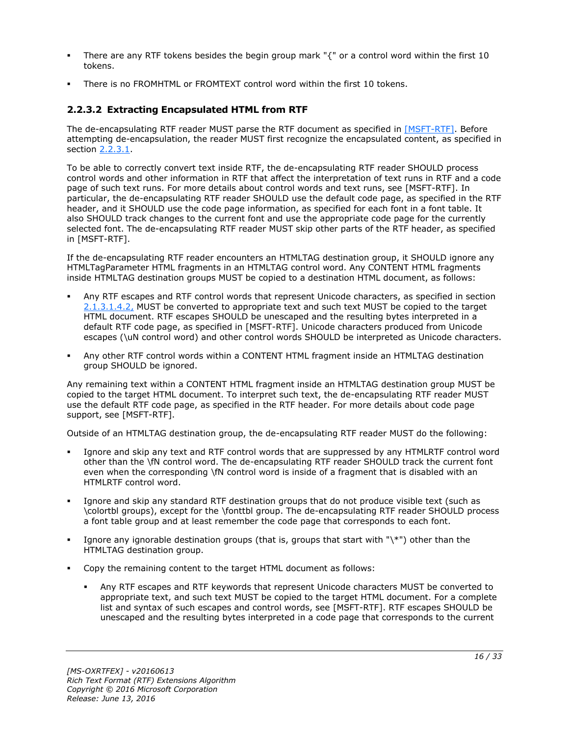- There are any RTF tokens besides the begin group mark "{" or a control word within the first 10 tokens.
- There is no FROMHTML or FROMTEXT control word within the first 10 tokens.

### 2.2.3.2 Extracting Encapsulated HTML from RTF

The de-encapsulating RTF reader MUST parse the RTF document as specified in [MSFT-RTF]. Before attempting de-encapsulation, the reader MUST first recognize the encapsulated content, as specified in section 2.2.3.1.

To be able to correctly convert text inside RTF, the de-encapsulating RTF reader SHOULD process control words and other information in RTF that affect the interpretation of text runs in RTF and a code page of such text runs. For more details about control words and text runs, see [MSFT-RTF]. In particular, the de-encapsulating RTF reader SHOULD use the default code page, as specified in the RTF header, and it SHOULD use the code page information, as specified for each font in a font table. It also SHOULD track changes to the current font and use the appropriate code page for the currently selected font. The de-encapsulating RTF reader MUST skip other parts of the RTF header, as specified in [MSFT-RTF].

If the de-encapsulating RTF reader encounters an HTMLTAG destination group, it SHOULD ignore any HTMLTagParameter HTML fragments in an HTMLTAG control word. Any CONTENT HTML fragments inside HTMLTAG destination groups MUST be copied to a destination HTML document, as follows:

- Any RTF escapes and RTF control words that represent Unicode characters, as specified in section 2.1.3.1.4.2, MUST be converted to appropriate text and such text MUST be copied to the target HTML document. RTF escapes SHOULD be unescaped and the resulting bytes interpreted in a default RTF code page, as specified in [MSFT-RTF]. Unicode characters produced from Unicode escapes (\uN control word) and other control words SHOULD be interpreted as Unicode characters.
- Any other RTF control words within a CONTENT HTML fragment inside an HTMLTAG destination group SHOULD be ignored.

Any remaining text within a CONTENT HTML fragment inside an HTMLTAG destination group MUST be copied to the target HTML document. To interpret such text, the de-encapsulating RTF reader MUST use the default RTF code page, as specified in the RTF header. For more details about code page support, see [MSFT-RTF].

Outside of an HTMLTAG destination group, the de-encapsulating RTF reader MUST do the following:

- Ignore and skip any text and RTF control words that are suppressed by any HTMLRTF control word other than the \fN control word. The de-encapsulating RTF reader SHOULD track the current font even when the corresponding \fN control word is inside of a fragment that is disabled with an HTMLRTF control word.
- Ignore and skip any standard RTF destination groups that do not produce visible text (such as \colortbl groups), except for the \fonttbl group. The de-encapsulating RTF reader SHOULD process a font table group and at least remember the code page that corresponds to each font.
- Ignore any ignorable destination groups (that is, groups that start with "\*") other than the HTMLTAG destination group.
- Copy the remaining content to the target HTML document as follows:
    - Any RTF escapes and RTF keywords that represent Unicode characters MUST be converted to appropriate text, and such text MUST be copied to the target HTML document. For a complete list and syntax of such escapes and control words, see [MSFT-RTF]. RTF escapes SHOULD be unescaped and the resulting bytes interpreted in a code page that corresponds to the current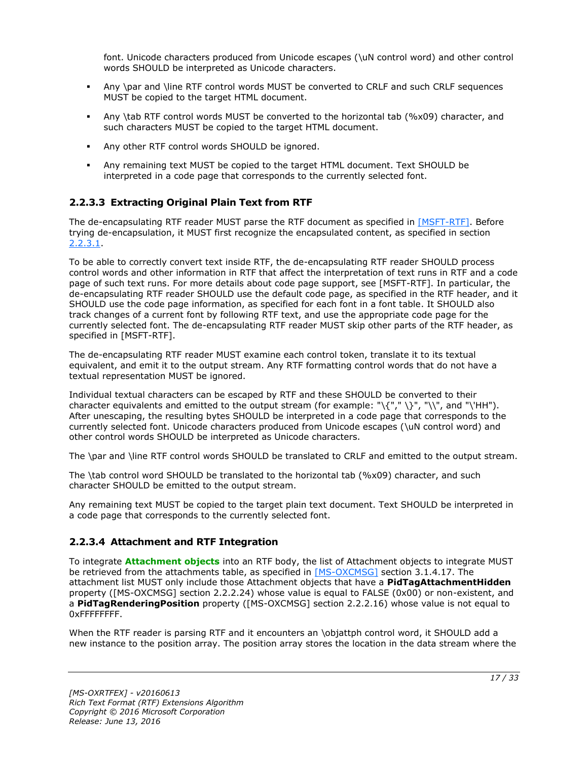font. Unicode characters produced from Unicode escapes (\uN control word) and other control words SHOULD be interpreted as Unicode characters.

- Any \par and \line RTF control words MUST be converted to CRLF and such CRLF sequences MUST be copied to the target HTML document.
- Any \tab RTF control words MUST be converted to the horizontal tab (%x09) character, and such characters MUST be copied to the target HTML document.
- Any other RTF control words SHOULD be ignored.
- Any remaining text MUST be copied to the target HTML document. Text SHOULD be interpreted in a code page that corresponds to the currently selected font.

### 2.2.3.3 Extracting Original Plain Text from RTF

The de-encapsulating RTF reader MUST parse the RTF document as specified in [MSFT-RTF]. Before trying de-encapsulation, it MUST first recognize the encapsulated content, as specified in section 2.2.3.1.

To be able to correctly convert text inside RTF, the de-encapsulating RTF reader SHOULD process control words and other information in RTF that affect the interpretation of text runs in RTF and a code page of such text runs. For more details about code page support, see [MSFT-RTF]. In particular, the de-encapsulating RTF reader SHOULD use the default code page, as specified in the RTF header, and it SHOULD use the code page information, as specified for each font in a font table. It SHOULD also track changes of a current font by following RTF text, and use the appropriate code page for the currently selected font. The de-encapsulating RTF reader MUST skip other parts of the RTF header, as specified in [MSFT-RTF].

The de-encapsulating RTF reader MUST examine each control token, translate it to its textual equivalent, and emit it to the output stream. Any RTF formatting control words that do not have a textual representation MUST be ignored.

Individual textual characters can be escaped by RTF and these SHOULD be converted to their character equivalents and emitted to the output stream (for example: "\{"," \}", "\\", and "\'HH"). After unescaping, the resulting bytes SHOULD be interpreted in a code page that corresponds to the currently selected font. Unicode characters produced from Unicode escapes (\uN control word) and other control words SHOULD be interpreted as Unicode characters.

The \par and \line RTF control words SHOULD be translated to CRLF and emitted to the output stream.

The \tab control word SHOULD be translated to the horizontal tab (%x09) character, and such character SHOULD be emitted to the output stream.

Any remaining text MUST be copied to the target plain text document. Text SHOULD be interpreted in a code page that corresponds to the currently selected font.

### 2.2.3.4 Attachment and RTF Integration

To integrate **Attachment objects** into an RTF body, the list of Attachment objects to integrate MUST be retrieved from the attachments table, as specified in [MS-OXCMSG] section 3.1.4.17. The attachment list MUST only include those Attachment objects that have a **PidTagAttachmentHidden** property ([MS-OXCMSG] section 2.2.2.24) whose value is equal to FALSE (0x00) or non-existent, and a **PidTagRenderingPosition** property ([MS-OXCMSG] section 2.2.2.16) whose value is not equal to 0xFFFFFFFF.

When the RTF reader is parsing RTF and it encounters an \objattph control word, it SHOULD add a new instance to the position array. The position array stores the location in the data stream where the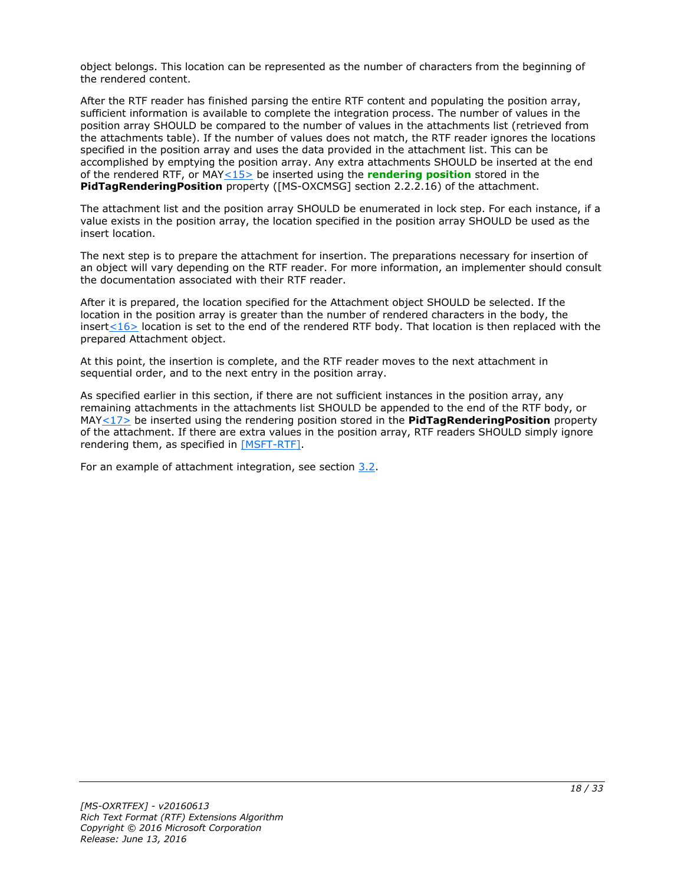object belongs. This location can be represented as the number of characters from the beginning of the rendered content.

After the RTF reader has finished parsing the entire RTF content and populating the position array, sufficient information is available to complete the integration process. The number of values in the position array SHOULD be compared to the number of values in the attachments list (retrieved from the attachments table). If the number of values does not match, the RTF reader ignores the locations specified in the position array and uses the data provided in the attachment list. This can be accomplished by emptying the position array. Any extra attachments SHOULD be inserted at the end of the rendered RTF, or MAY<15> be inserted using the **rendering position** stored in the **PidTagRenderingPosition** property ([MS-OXCMSG] section 2.2.2.16) of the attachment.

The attachment list and the position array SHOULD be enumerated in lock step. For each instance, if a value exists in the position array, the location specified in the position array SHOULD be used as the insert location.

The next step is to prepare the attachment for insertion. The preparations necessary for insertion of an object will vary depending on the RTF reader. For more information, an implementer should consult the documentation associated with their RTF reader.

After it is prepared, the location specified for the Attachment object SHOULD be selected. If the location in the position array is greater than the number of rendered characters in the body, the insert<16> location is set to the end of the rendered RTF body. That location is then replaced with the prepared Attachment object.

At this point, the insertion is complete, and the RTF reader moves to the next attachment in sequential order, and to the next entry in the position array.

As specified earlier in this section, if there are not sufficient instances in the position array, any remaining attachments in the attachments list SHOULD be appended to the end of the RTF body, or MAY<17> be inserted using the rendering position stored in the **PidTagRenderingPosition** property of the attachment. If there are extra values in the position array, RTF readers SHOULD simply ignore rendering them, as specified in [MSFT-RTF].

For an example of attachment integration, see section 3.2.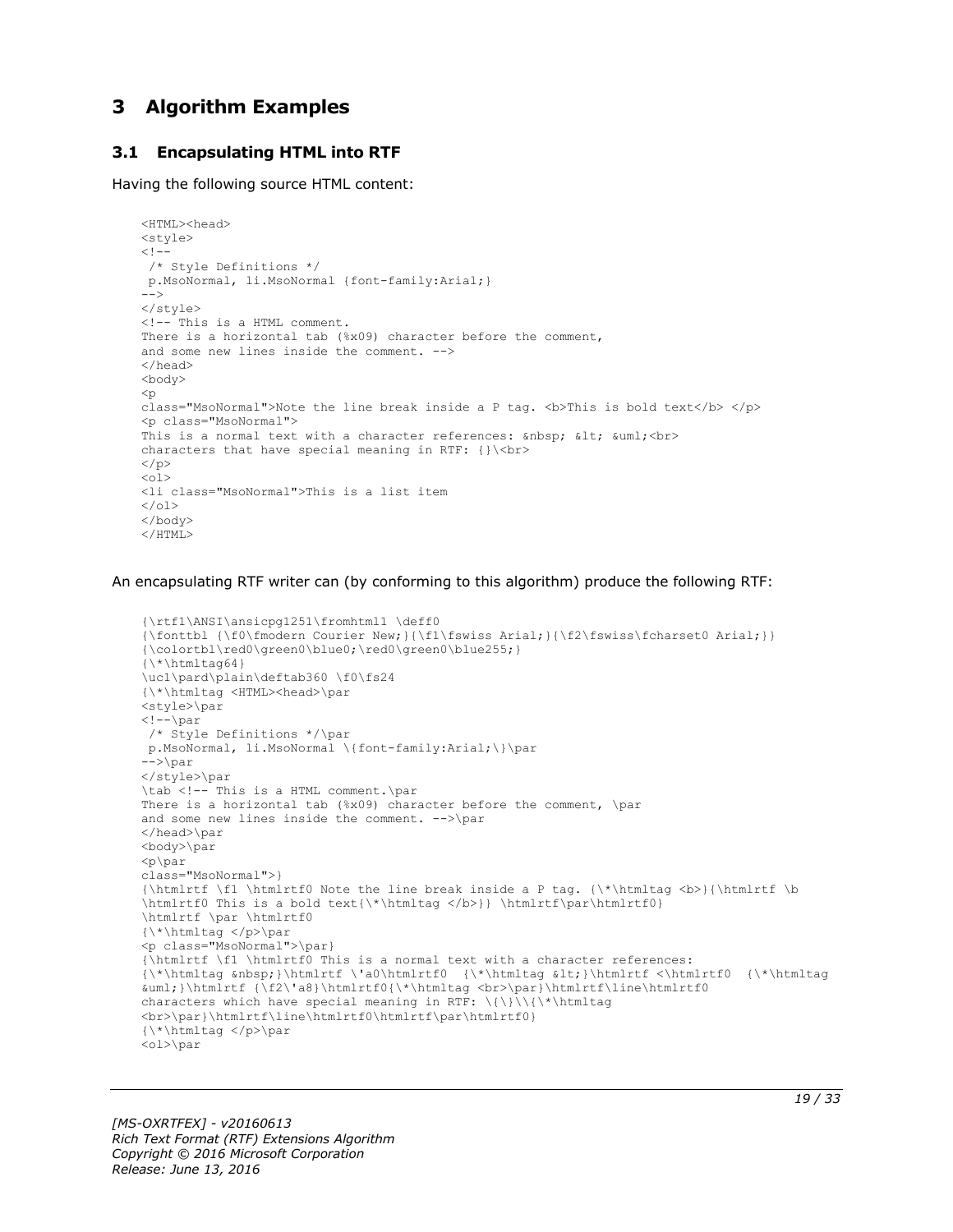# 3 Algorithm Examples

## 3.1 Encapsulating HTML into RTF

Having the following source HTML content:

```
<HTML><head>
<style>
<!--
 /* Style Definitions */
 p.MsoNormal, li.MsoNormal {font-family:Arial;}
-->
</style>
<!-- This is a HTML comment.
There is a horizontal tab (%x09) character before the comment,
and some new lines inside the comment. -->
</head>
<body>
<p
class="MsoNormal">Note the line break inside a P tag. <b>This is bold text</b> </p>
<p class="MsoNormal">
This is a normal text with a character references: &nbsp; &lt; &uml;<br>
characters that have special meaning in RTF: {}\<br>
</p>
<ol>
<li class="MsoNormal">This is a list item
</ol>
</body>
</HTML>
```

An encapsulating RTF writer can (by conforming to this algorithm) produce the following RTF:

```
{\rtf1\ANSI\ansicpg1251\fromhtml1 \deff0
{\fonttbl {\f0\fmodern Courier New;}{\f1\fswiss Arial;}{\f2\fswiss\fcharset0 Arial;}}
{\colortbl\red0\green0\blue0;\red0\green0\blue255;}
{\*\htmltag64}
\uc1\pard\plain\deftab360 \f0\fs24
{\*\htmltag <HTML><head>\par
<style>\par
<!--\par
 /* Style Definitions */\par
 p.MsoNormal, li.MsoNormal \{font-family:Arial;\}\par
-->\par
</style>\par
\tab <!-- This is a HTML comment.\par
There is a horizontal tab (%x09) character before the comment, \par
and some new lines inside the comment. -->\par
</head>\par
<body>\par
<p\par
class="MsoNormal">}
{\htmlrtf \f1 \htmlrtf0 Note the line break inside a P tag. {\*\htmltag <b>}{\htmlrtf \b
\htmlrtf0 This is a bold text{\*\htmltag </b>}} \htmlrtf\par\htmlrtf0}
\htmlrtf \par \htmlrtf0
{\*\htmltag </p>\par
<p class="MsoNormal">\par}
{\htmlrtf \f1 \htmlrtf0 This is a normal text with a character references:
{\*\htmltag &nbsp;}\htmlrtf \'a0\htmlrtf0  {\*\htmltag &lt;}\htmlrtf <\htmlrtf0  {\*\htmltag
&uml;}\htmlrtf {\f2\'a8}\htmlrtf0{\*\htmltag <br>\par}\htmlrtf\line\htmlrtf0
characters which have special meaning in RTF: \{\}\\{\*\htmltag
<br>\par}\htmlrtf\line\htmlrtf0\htmlrtf\par\htmlrtf0}
{\*\htmltag </p>\par
<ol>\par
```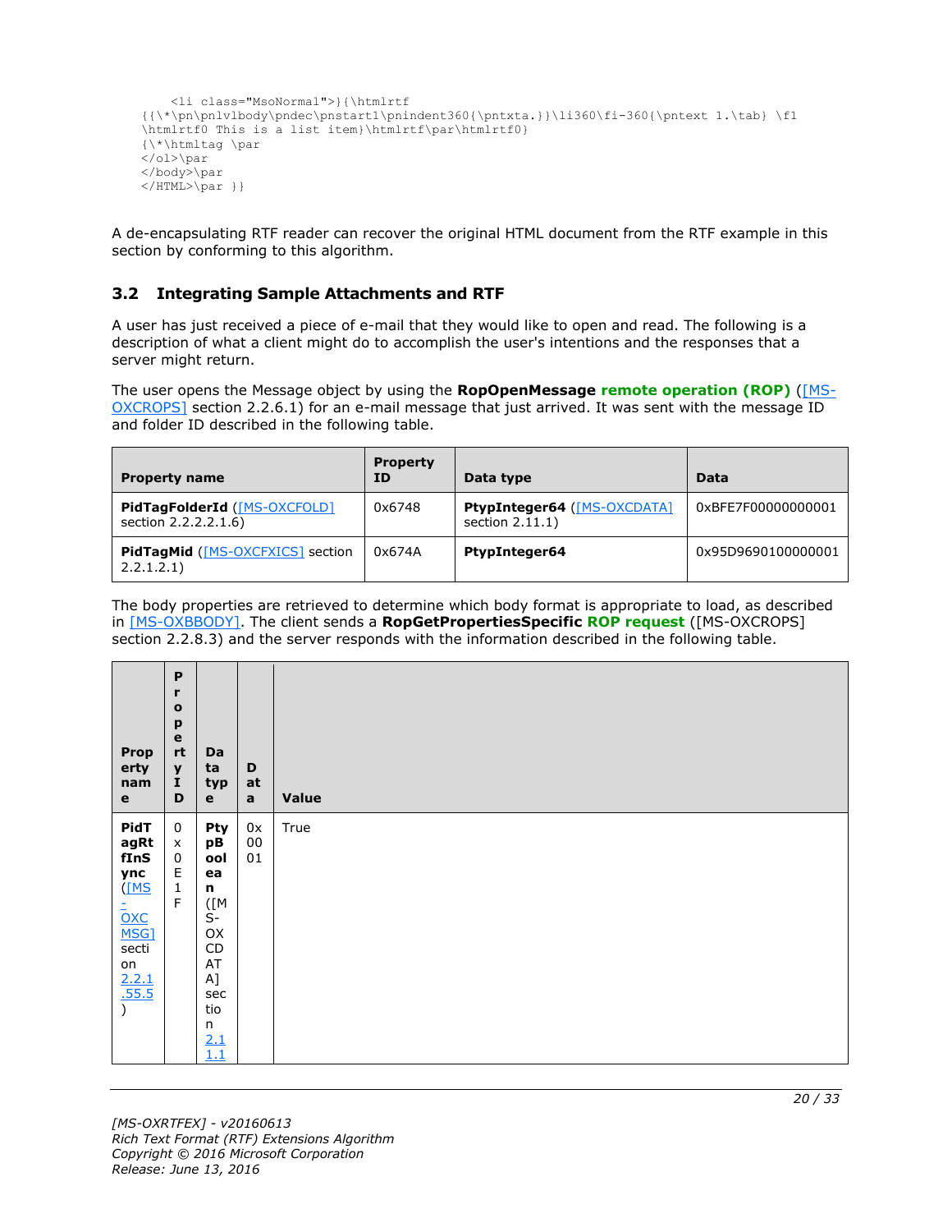```
    <li class="MsoNormal">}{\htmlrtf
{{\*\pn\pnlvlbody\pndec\pnstart1\pnindent360{\pntxta.}}\li360\fi-360{\pntext 1.\tab} \f1
\htmlrtf0 This is a list item}\htmlrtf\par\htmlrtf0}
{\*\htmltag \par
</ol>\par
</body>\par
</HTML>\par }}
```

A de-encapsulating RTF reader can recover the original HTML document from the RTF example in this section by conforming to this algorithm.

## 3.2 Integrating Sample Attachments and RTF

A user has just received a piece of e-mail that they would like to open and read. The following is a description of what a client might do to accomplish the user's intentions and the responses that a server might return.

The user opens the Message object by using the **RopOpenMessage** **remote operation (ROP)** ([MS-OXCROPS] section 2.2.6.1) for an e-mail message that just arrived. It was sent with the message ID and folder ID described in the following table.

| Property name | Property ID | Data type | Data |
| --- | --- | --- | --- |
| **PidTagFolderId** ([MS-OXCFOLD] section 2.2.2.2.1.6) | 0x6748 | **PtypInteger64** ([MS-OXCDATA] section 2.11.1) | 0xBFE7F00000000001 |
| **PidTagMid** ([MS-OXCFXICS] section 2.2.1.2.1) | 0x674A | **PtypInteger64** | 0x95D9690100000001 |

The body properties are retrieved to determine which body format is appropriate to load, as described in [MS-OXBBODY]. The client sends a **RopGetPropertiesSpecific** **ROP request** ([MS-OXCROPS] section 2.2.8.3) and the server responds with the information described in the following table.

| Property name | Property ID | Data type | Data | Value |
| --- | --- | --- | --- | --- |
| **PidTagRtfInSync** ([MS-OXCMSG] section 2.2.1.55.5) | 0x0E1F | **PtypBoolean** ([MS-OXCDATA] section 2.11.1) | 0x0001 | True |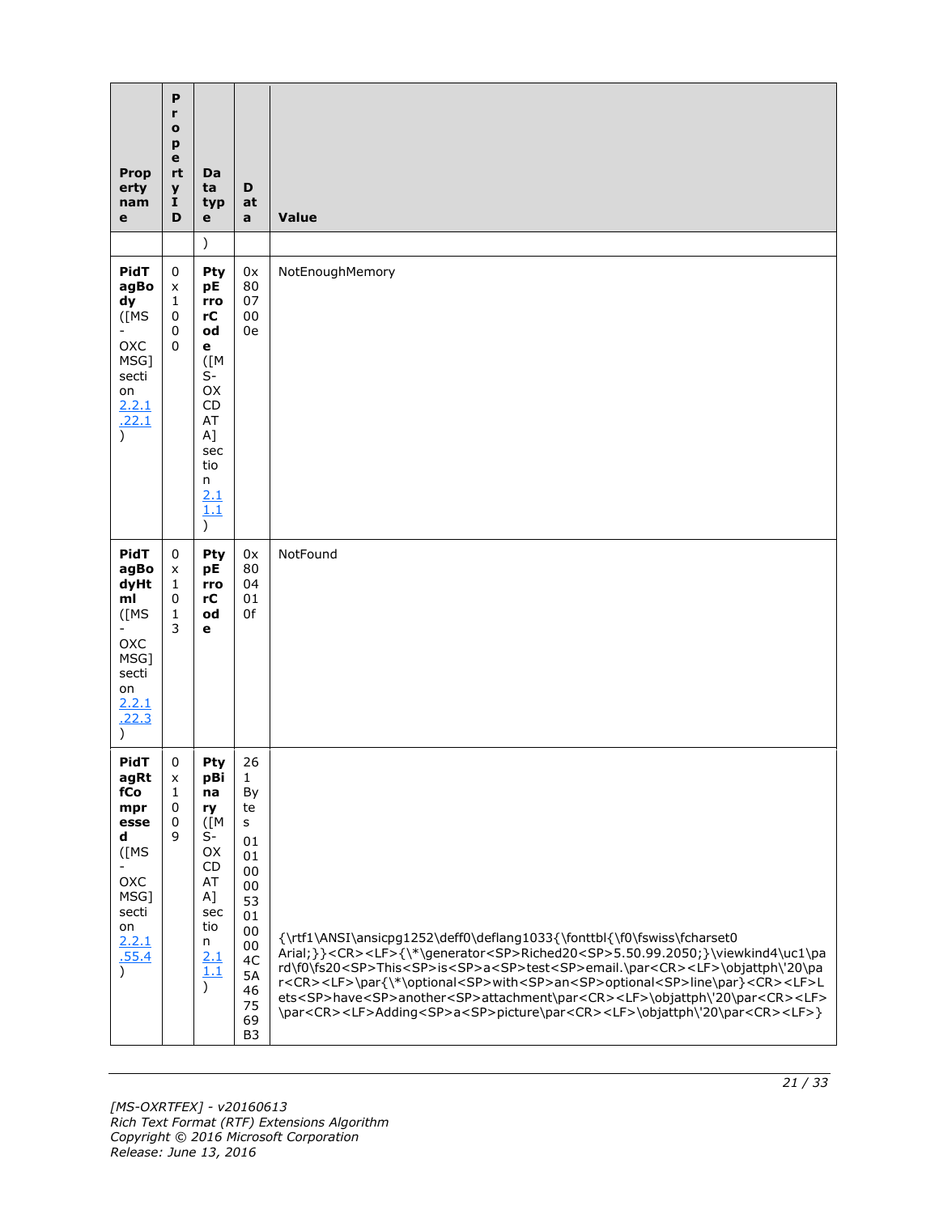| Property name | Property ID | Data type | Data | Value |
|---|---|---|---|---|
| | | ) | | |
| **PidTagBody** ([MS-OXCMSG] section 2.2.1.22.1) | 0x1000 | **PtypErrorCode** ([MS-OXCDATA] section 2.11.1) | 0x8007000e | NotEnoughMemory |
| **PidTagBodyHtml** ([MS-OXCMSG] section 2.2.1.22.3) | 0x1013 | **PtypErrorCode** | 0x8004010f | NotFound |
| **PidTagRtfCompressed** ([MS-OXCMSG] section 2.2.1.55.4) | 0x1009 | **PtypBinary** ([MS-OXCDATA] section 2.11.1) | 261 Bytes 01 01 00 00 53 01 00 00 4C 5A 46 75 69 B3 | {\rtf1\ANSI\ansicpg1252\deff0\deflang1033{\fonttbl{\f0\fswiss\fcharset0 Arial;}}<CR><LF>{\*\generator<SP>Riched20<SP>5.50.99.2050;}\viewkind4\uc1\pard\f0\fs20<SP>This<SP>is<SP>a<SP>test<SP>email.\par<CR><LF>\objattph\'20\par<CR><LF>\par{\*\optional<SP>with<SP>an<SP>optional<SP>line\par}<CR><LF>Lets<SP>have<SP>another<SP>attachment\par<CR><LF>\objattph\'20\par<CR><LF>\par<CR><LF>Adding<SP>a<SP>picture\par<CR><LF>\objattph\'20\par<CR><LF>} |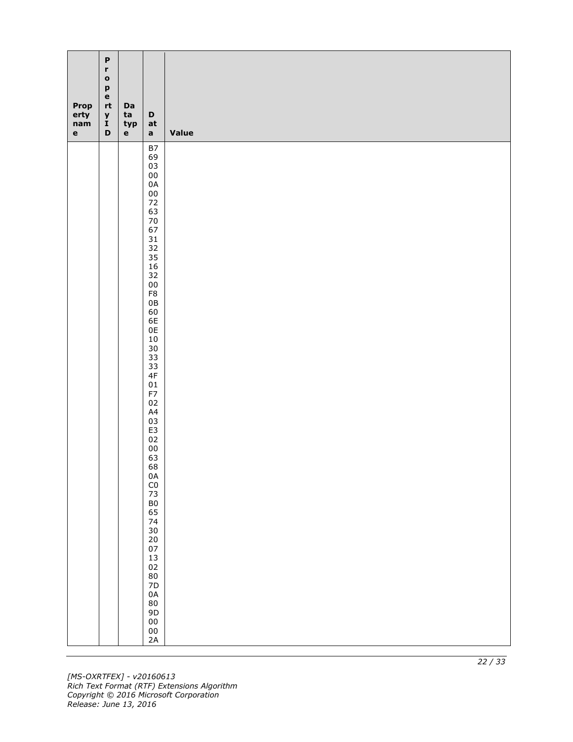| Property name | Property ID | Data type | Data | Value |
|---|---|---|---|---|
| | | | B7 69 03 00 0A 00 72 63 70 67 31 32 35 16 32 00 F8 0B 60 6E 0E 10 30 33 33 4F 01 F7 02 A4 03 E3 02 00 63 68 0A C0 73 B0 65 74 30 20 07 13 02 80 7D 0A 80 9D 00 00 2A | |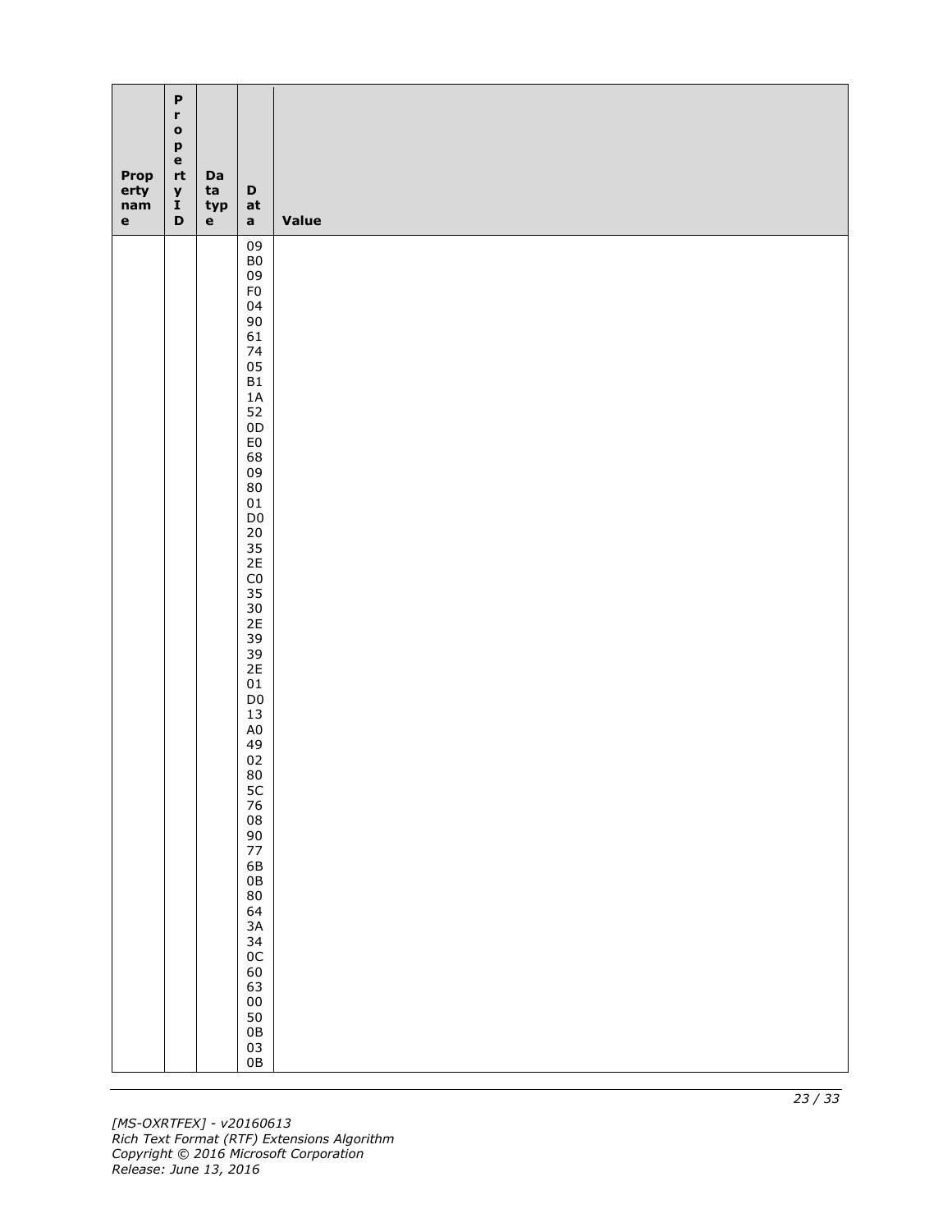| Property name | Property ID | Data type | Data | Value |
|---|---|---|---|---|
| | | | 09 B0 09 F0 04 90 61 74 05 B1 1A 52 0D E0 68 09 80 01 D0 20 35 2E C0 35 30 2E 39 39 2E 01 D0 13 A0 49 02 80 5C 76 08 90 77 6B 0B 80 64 3A 34 0C 60 63 00 50 0B 03 0B | |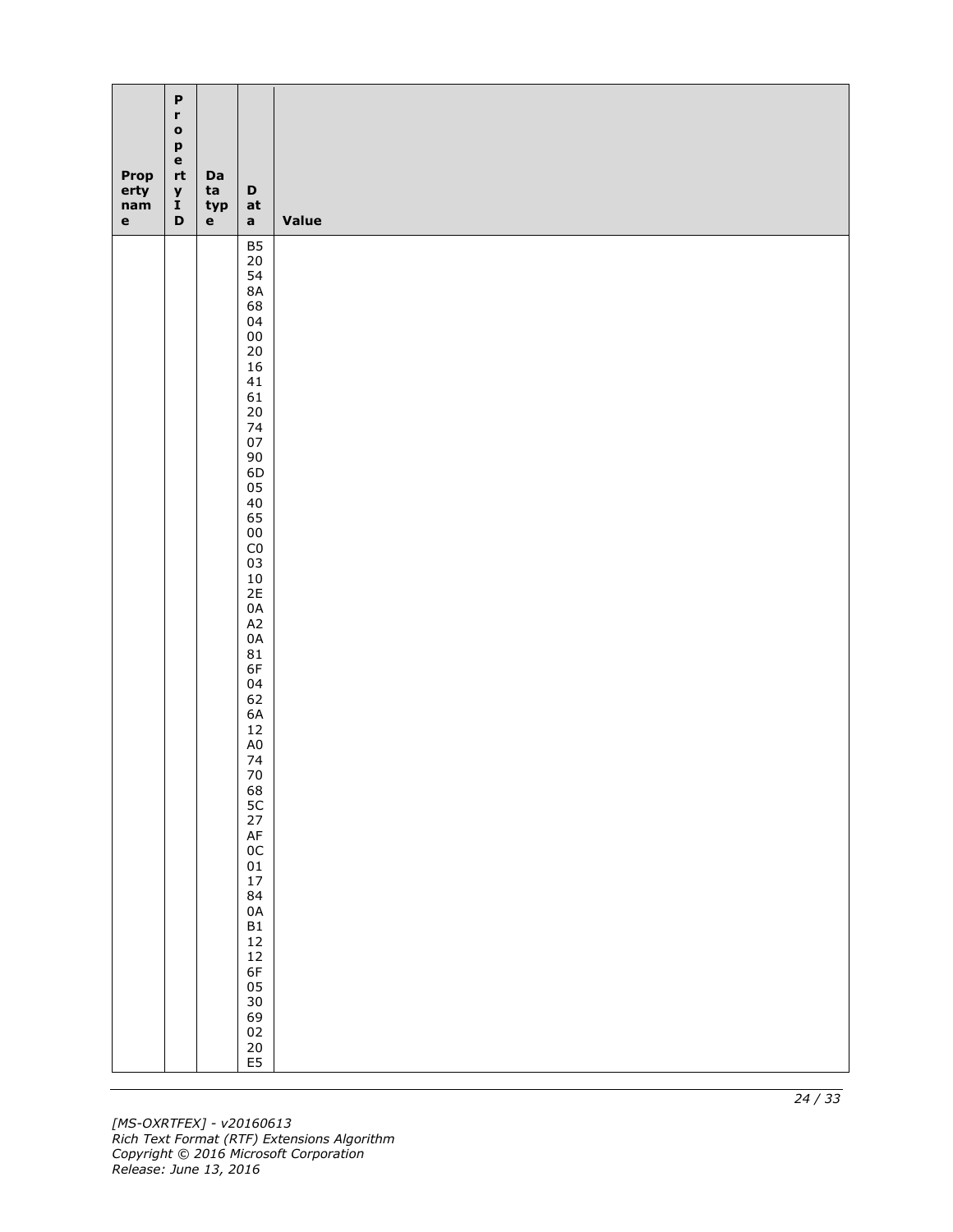| Property name | Property ID | Data type | Data | Value |
| --- | --- | --- | --- | --- |
| | | | B5 20 54 8A 68 04 00 20 16 41 61 20 74 07 90 6D 05 40 65 00 C0 03 10 2E 0A A2 0A 81 6F 04 62 6A 12 A0 74 70 68 5C 27 AF 0C 01 17 84 0A B1 12 12 6F 05 30 69 02 20 E5 | |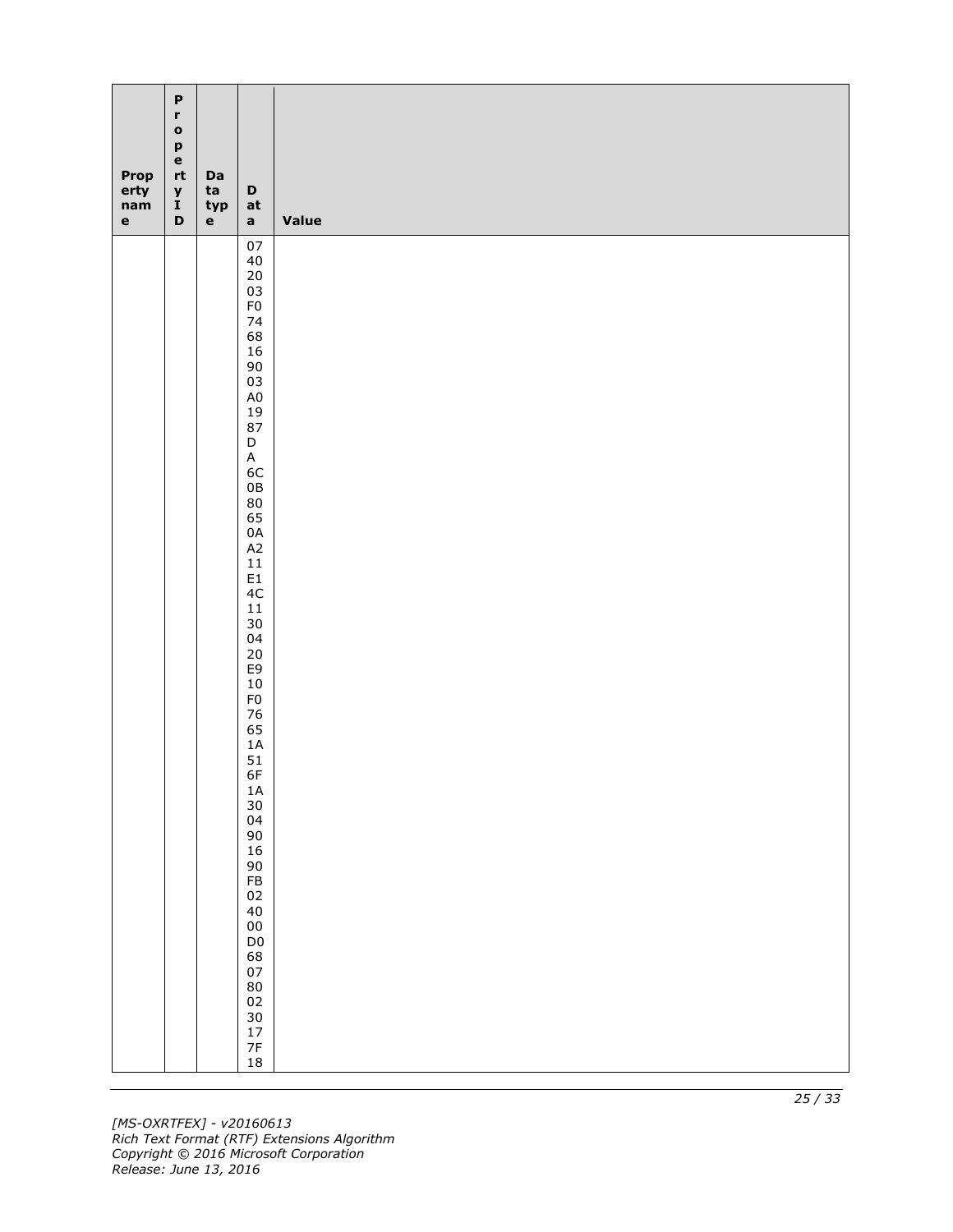| Property name | Property ID | Data type | Data | Value |
|---|---|---|---|---|
| | | | 07 40 20 03 F0 74 68 16 90 03 A0 19 87 D A 6C 0B 80 65 0A A2 11 E1 4C 11 30 04 20 E9 10 F0 76 65 1A 51 6F 1A 30 04 90 16 90 FB 02 40 00 D0 68 07 80 02 30 17 7F 18 | |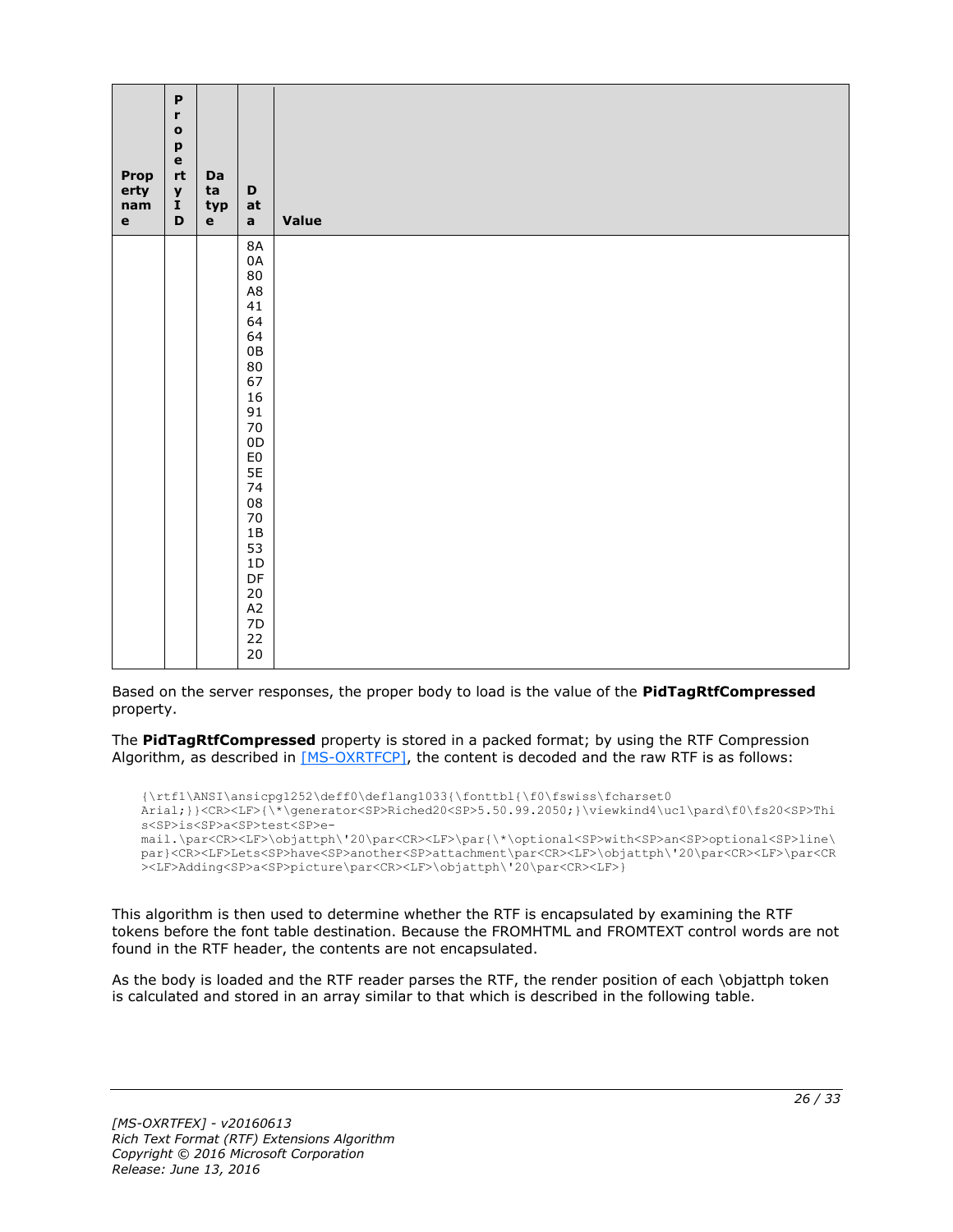| Property name | Property ID | Data type | Data | Value |
|---|---|---|---|---|
| | | | 8A 0A 80 A8 41 64 64 0B 80 67 16 91 70 0D E0 5E 74 08 70 1B 53 1D DF 20 A2 7D 22 20 | |

Based on the server responses, the proper body to load is the value of the **PidTagRtfCompressed** property.

The **PidTagRtfCompressed** property is stored in a packed format; by using the RTF Compression Algorithm, as described in [MS-OXRTFCP], the content is decoded and the raw RTF is as follows:

```
{\rtf1\ANSI\ansicpg1252\deff0\deflang1033{\fonttbl{\f0\fswiss\fcharset0
Arial;}}<CR><LF>{\*\generator<SP>Riched20<SP>5.50.99.2050;}\viewkind4\uc1\pard\f0\fs20<SP>Thi
s<SP>is<SP>a<SP>test<SP>e-
mail.\par<CR><LF>\objattph\'20\par<CR><LF>\par{\*\optional<SP>with<SP>an<SP>optional<SP>line\
par}<CR><LF>Lets<SP>have<SP>another<SP>attachment\par<CR><LF>\objattph\'20\par<CR><LF>\par<CR
><LF>Adding<SP>a<SP>picture\par<CR><LF>\objattph\'20\par<CR><LF>}
```

This algorithm is then used to determine whether the RTF is encapsulated by examining the RTF tokens before the font table destination. Because the FROMHTML and FROMTEXT control words are not found in the RTF header, the contents are not encapsulated.

As the body is loaded and the RTF reader parses the RTF, the render position of each \objattph token is calculated and stored in an array similar to that which is described in the following table.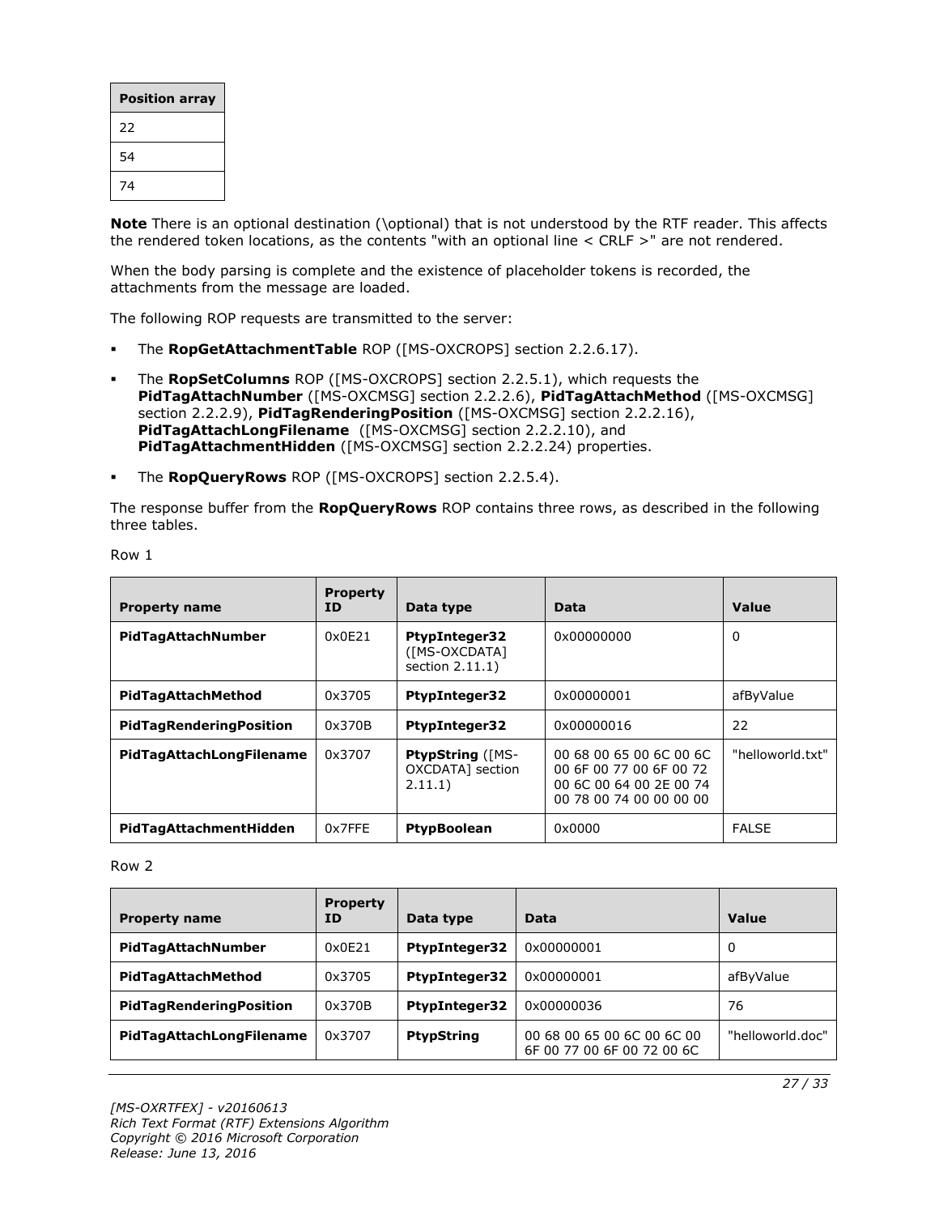| Position array |
| --- |
| 22 |
| 54 |
| 74 |

**Note** There is an optional destination (\optional) that is not understood by the RTF reader. This affects the rendered token locations, as the contents "with an optional line < CRLF >" are not rendered.

When the body parsing is complete and the existence of placeholder tokens is recorded, the attachments from the message are loaded.

The following ROP requests are transmitted to the server:

- The **RopGetAttachmentTable** ROP ([MS-OXCROPS] section 2.2.6.17).
- The **RopSetColumns** ROP ([MS-OXCROPS] section 2.2.5.1), which requests the **PidTagAttachNumber** ([MS-OXCMSG] section 2.2.2.6), **PidTagAttachMethod** ([MS-OXCMSG] section 2.2.2.9), **PidTagRenderingPosition** ([MS-OXCMSG] section 2.2.2.16), **PidTagAttachLongFilename** ([MS-OXCMSG] section 2.2.2.10), and **PidTagAttachmentHidden** ([MS-OXCMSG] section 2.2.2.24) properties.
- The **RopQueryRows** ROP ([MS-OXCROPS] section 2.2.5.4).

The response buffer from the **RopQueryRows** ROP contains three rows, as described in the following three tables.

Row 1

| Property name | Property ID | Data type | Data | Value |
| --- | --- | --- | --- | --- |
| **PidTagAttachNumber** | 0x0E21 | **PtypInteger32** ([MS-OXCDATA] section 2.11.1) | 0x00000000 | 0 |
| **PidTagAttachMethod** | 0x3705 | **PtypInteger32** | 0x00000001 | afByValue |
| **PidTagRenderingPosition** | 0x370B | **PtypInteger32** | 0x00000016 | 22 |
| **PidTagAttachLongFilename** | 0x3707 | **PtypString** ([MS-OXCDATA] section 2.11.1) | 00 68 00 65 00 6C 00 6C 00 6F 00 77 00 6F 00 72 00 6C 00 64 00 2E 00 74 00 78 00 74 00 00 00 00 | "helloworld.txt" |
| **PidTagAttachmentHidden** | 0x7FFE | **PtypBoolean** | 0x0000 | FALSE |

Row 2

| Property name | Property ID | Data type | Data | Value |
| --- | --- | --- | --- | --- |
| **PidTagAttachNumber** | 0x0E21 | **PtypInteger32** | 0x00000001 | 0 |
| **PidTagAttachMethod** | 0x3705 | **PtypInteger32** | 0x00000001 | afByValue |
| **PidTagRenderingPosition** | 0x370B | **PtypInteger32** | 0x00000036 | 76 |
| **PidTagAttachLongFilename** | 0x3707 | **PtypString** | 00 68 00 65 00 6C 00 6C 00 6F 00 77 00 6F 00 72 00 6C | "helloworld.doc" |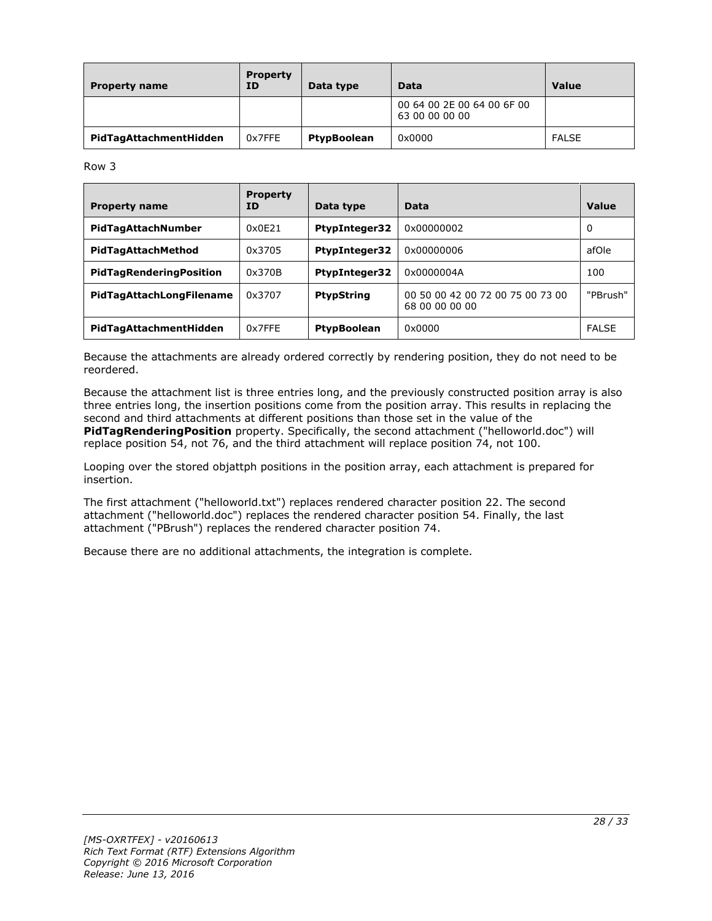| Property name | Property ID | Data type | Data | Value |
|---|---|---|---|---|
| | | | 00 64 00 2E 00 64 00 6F 00 63 00 00 00 00 | |
| **PidTagAttachmentHidden** | 0x7FFE | **PtypBoolean** | 0x0000 | FALSE |

Row 3

| Property name | Property ID | Data type | Data | Value |
|---|---|---|---|---|
| **PidTagAttachNumber** | 0x0E21 | **PtypInteger32** | 0x00000002 | 0 |
| **PidTagAttachMethod** | 0x3705 | **PtypInteger32** | 0x00000006 | afOle |
| **PidTagRenderingPosition** | 0x370B | **PtypInteger32** | 0x0000004A | 100 |
| **PidTagAttachLongFilename** | 0x3707 | **PtypString** | 00 50 00 42 00 72 00 75 00 73 00 68 00 00 00 00 | "PBrush" |
| **PidTagAttachmentHidden** | 0x7FFE | **PtypBoolean** | 0x0000 | FALSE |

Because the attachments are already ordered correctly by rendering position, they do not need to be reordered.

Because the attachment list is three entries long, and the previously constructed position array is also three entries long, the insertion positions come from the position array. This results in replacing the second and third attachments at different positions than those set in the value of the **PidTagRenderingPosition** property. Specifically, the second attachment ("helloworld.doc") will replace position 54, not 76, and the third attachment will replace position 74, not 100.

Looping over the stored objattph positions in the position array, each attachment is prepared for insertion.

The first attachment ("helloworld.txt") replaces rendered character position 22. The second attachment ("helloworld.doc") replaces the rendered character position 54. Finally, the last attachment ("PBrush") replaces the rendered character position 74.

Because there are no additional attachments, the integration is complete.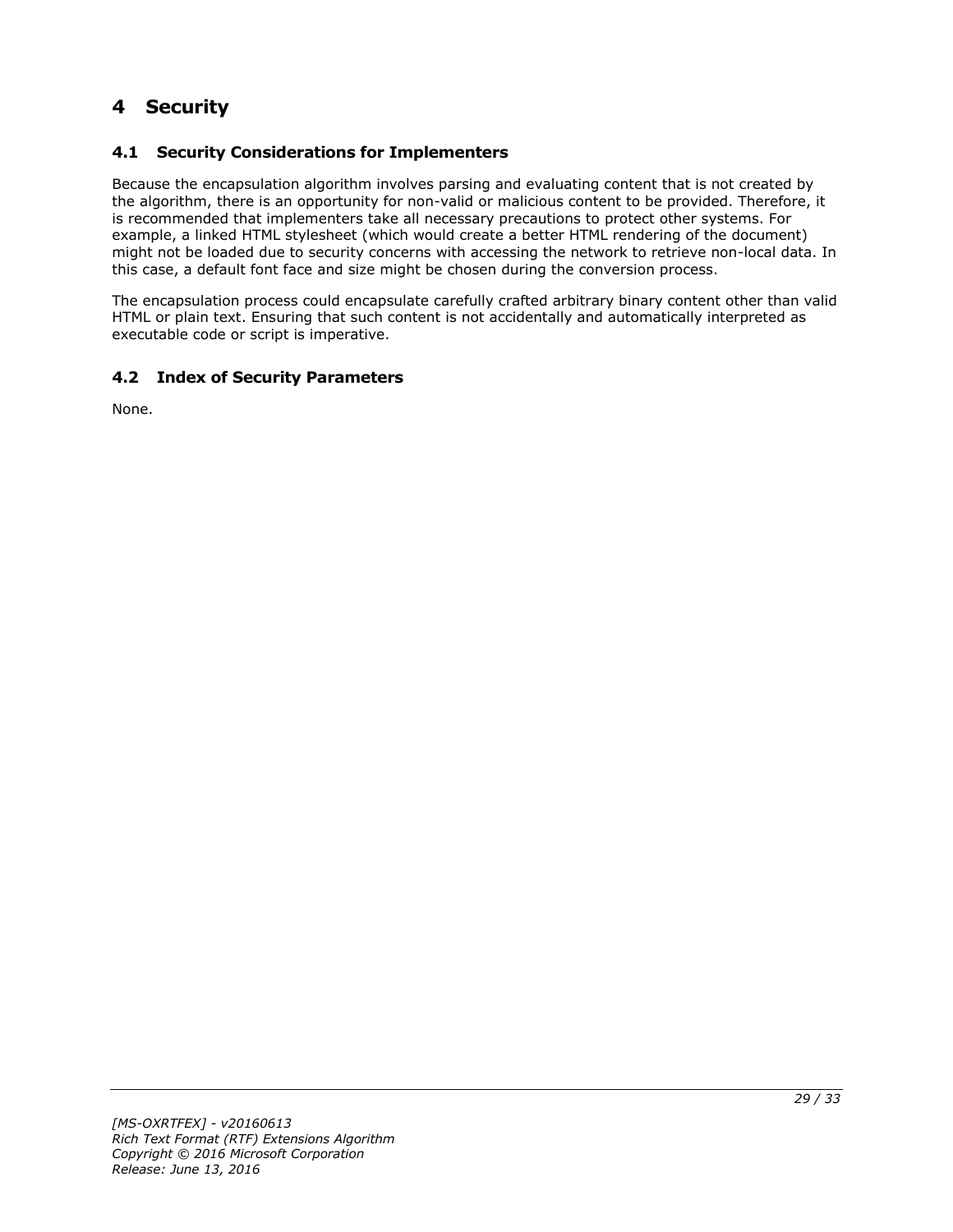# 4 Security

## 4.1 Security Considerations for Implementers

Because the encapsulation algorithm involves parsing and evaluating content that is not created by the algorithm, there is an opportunity for non-valid or malicious content to be provided. Therefore, it is recommended that implementers take all necessary precautions to protect other systems. For example, a linked HTML stylesheet (which would create a better HTML rendering of the document) might not be loaded due to security concerns with accessing the network to retrieve non-local data. In this case, a default font face and size might be chosen during the conversion process.

The encapsulation process could encapsulate carefully crafted arbitrary binary content other than valid HTML or plain text. Ensuring that such content is not accidentally and automatically interpreted as executable code or script is imperative.

## 4.2 Index of Security Parameters

None.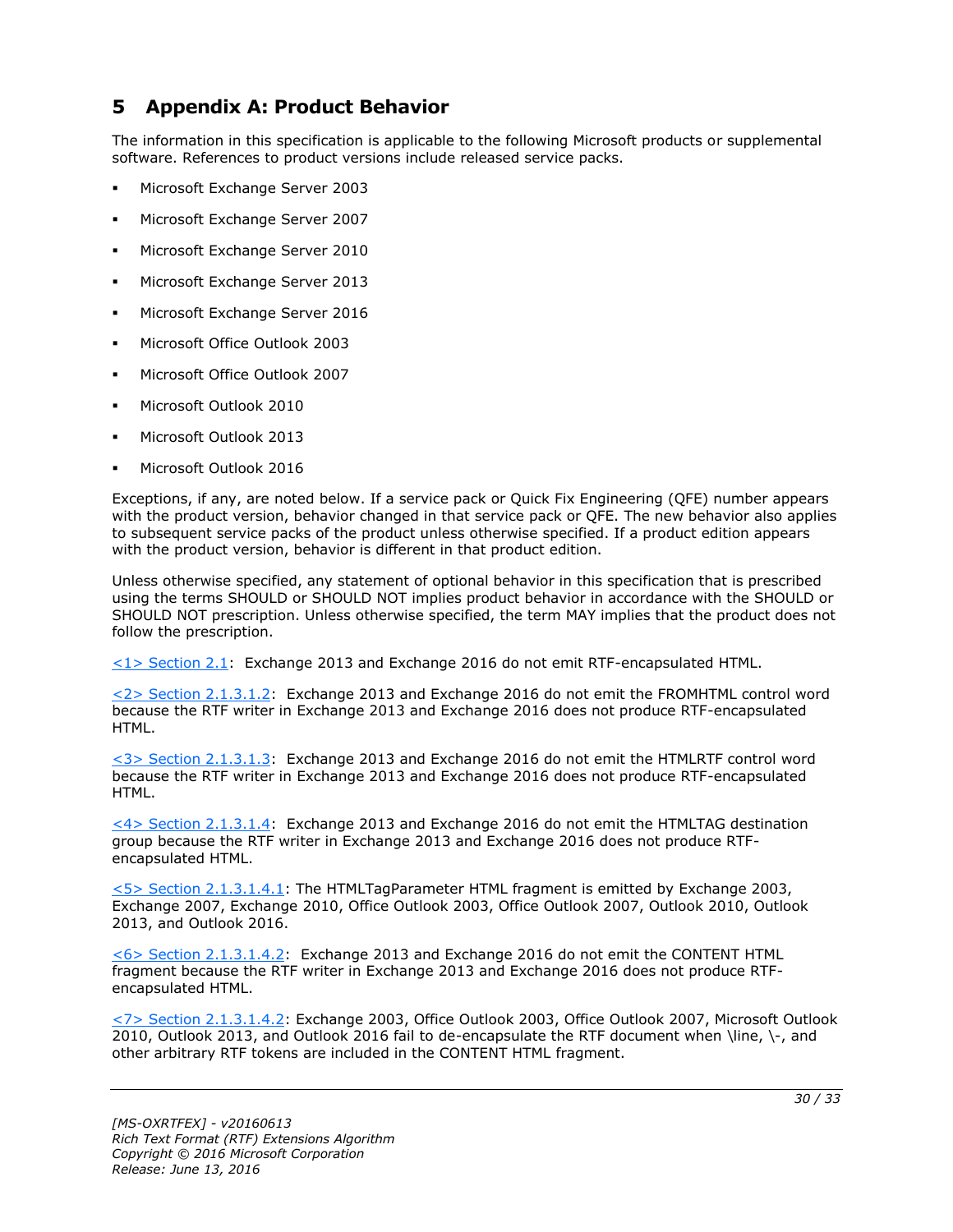# 5 Appendix A: Product Behavior

The information in this specification is applicable to the following Microsoft products or supplemental software. References to product versions include released service packs.

- Microsoft Exchange Server 2003
- Microsoft Exchange Server 2007
- Microsoft Exchange Server 2010
- Microsoft Exchange Server 2013
- Microsoft Exchange Server 2016
- Microsoft Office Outlook 2003
- Microsoft Office Outlook 2007
- Microsoft Outlook 2010
- Microsoft Outlook 2013
- Microsoft Outlook 2016

Exceptions, if any, are noted below. If a service pack or Quick Fix Engineering (QFE) number appears with the product version, behavior changed in that service pack or QFE. The new behavior also applies to subsequent service packs of the product unless otherwise specified. If a product edition appears with the product version, behavior is different in that product edition.

Unless otherwise specified, any statement of optional behavior in this specification that is prescribed using the terms SHOULD or SHOULD NOT implies product behavior in accordance with the SHOULD or SHOULD NOT prescription. Unless otherwise specified, the term MAY implies that the product does not follow the prescription.

<1> Section 2.1: Exchange 2013 and Exchange 2016 do not emit RTF-encapsulated HTML.

<2> Section 2.1.3.1.2: Exchange 2013 and Exchange 2016 do not emit the FROMHTML control word because the RTF writer in Exchange 2013 and Exchange 2016 does not produce RTF-encapsulated HTML.

<3> Section 2.1.3.1.3: Exchange 2013 and Exchange 2016 do not emit the HTMLRTF control word because the RTF writer in Exchange 2013 and Exchange 2016 does not produce RTF-encapsulated HTML.

<4> Section 2.1.3.1.4: Exchange 2013 and Exchange 2016 do not emit the HTMLTAG destination group because the RTF writer in Exchange 2013 and Exchange 2016 does not produce RTF-encapsulated HTML.

<5> Section 2.1.3.1.4.1: The HTMLTagParameter HTML fragment is emitted by Exchange 2003, Exchange 2007, Exchange 2010, Office Outlook 2003, Office Outlook 2007, Outlook 2010, Outlook 2013, and Outlook 2016.

<6> Section 2.1.3.1.4.2: Exchange 2013 and Exchange 2016 do not emit the CONTENT HTML fragment because the RTF writer in Exchange 2013 and Exchange 2016 does not produce RTF-encapsulated HTML.

<7> Section 2.1.3.1.4.2: Exchange 2003, Office Outlook 2003, Office Outlook 2007, Microsoft Outlook 2010, Outlook 2013, and Outlook 2016 fail to de-encapsulate the RTF document when \line, \-, and other arbitrary RTF tokens are included in the CONTENT HTML fragment.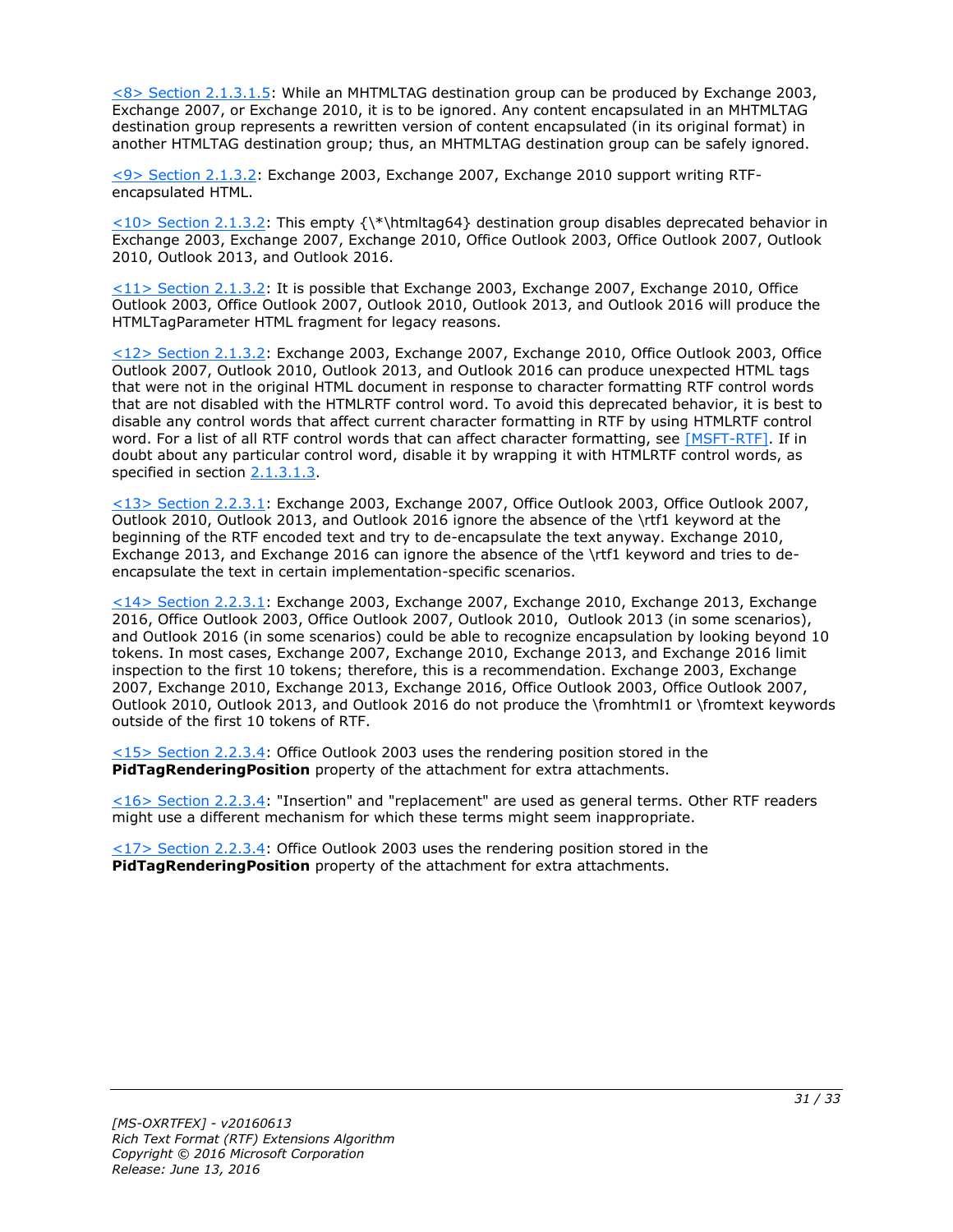<8> Section 2.1.3.1.5: While an MHTMLTAG destination group can be produced by Exchange 2003, Exchange 2007, or Exchange 2010, it is to be ignored. Any content encapsulated in an MHTMLTAG destination group represents a rewritten version of content encapsulated (in its original format) in another HTMLTAG destination group; thus, an MHTMLTAG destination group can be safely ignored.

<9> Section 2.1.3.2: Exchange 2003, Exchange 2007, Exchange 2010 support writing RTF-encapsulated HTML.

<10> Section 2.1.3.2: This empty {\*\htmltag64} destination group disables deprecated behavior in Exchange 2003, Exchange 2007, Exchange 2010, Office Outlook 2003, Office Outlook 2007, Outlook 2010, Outlook 2013, and Outlook 2016.

<11> Section 2.1.3.2: It is possible that Exchange 2003, Exchange 2007, Exchange 2010, Office Outlook 2003, Office Outlook 2007, Outlook 2010, Outlook 2013, and Outlook 2016 will produce the HTMLTagParameter HTML fragment for legacy reasons.

<12> Section 2.1.3.2: Exchange 2003, Exchange 2007, Exchange 2010, Office Outlook 2003, Office Outlook 2007, Outlook 2010, Outlook 2013, and Outlook 2016 can produce unexpected HTML tags that were not in the original HTML document in response to character formatting RTF control words that are not disabled with the HTMLRTF control word. To avoid this deprecated behavior, it is best to disable any control words that affect current character formatting in RTF by using HTMLRTF control word. For a list of all RTF control words that can affect character formatting, see [MSFT-RTF]. If in doubt about any particular control word, disable it by wrapping it with HTMLRTF control words, as specified in section 2.1.3.1.3.

<13> Section 2.2.3.1: Exchange 2003, Exchange 2007, Office Outlook 2003, Office Outlook 2007, Outlook 2010, Outlook 2013, and Outlook 2016 ignore the absence of the \rtf1 keyword at the beginning of the RTF encoded text and try to de-encapsulate the text anyway. Exchange 2010, Exchange 2013, and Exchange 2016 can ignore the absence of the \rtf1 keyword and tries to de-encapsulate the text in certain implementation-specific scenarios.

<14> Section 2.2.3.1: Exchange 2003, Exchange 2007, Exchange 2010, Exchange 2013, Exchange 2016, Office Outlook 2003, Office Outlook 2007, Outlook 2010, Outlook 2013 (in some scenarios), and Outlook 2016 (in some scenarios) could be able to recognize encapsulation by looking beyond 10 tokens. In most cases, Exchange 2007, Exchange 2010, Exchange 2013, and Exchange 2016 limit inspection to the first 10 tokens; therefore, this is a recommendation. Exchange 2003, Exchange 2007, Exchange 2010, Exchange 2013, Exchange 2016, Office Outlook 2003, Office Outlook 2007, Outlook 2010, Outlook 2013, and Outlook 2016 do not produce the \fromhtml1 or \fromtext keywords outside of the first 10 tokens of RTF.

<15> Section 2.2.3.4: Office Outlook 2003 uses the rendering position stored in the **PidTagRenderingPosition** property of the attachment for extra attachments.

<16> Section 2.2.3.4: "Insertion" and "replacement" are used as general terms. Other RTF readers might use a different mechanism for which these terms might seem inappropriate.

<17> Section 2.2.3.4: Office Outlook 2003 uses the rendering position stored in the **PidTagRenderingPosition** property of the attachment for extra attachments.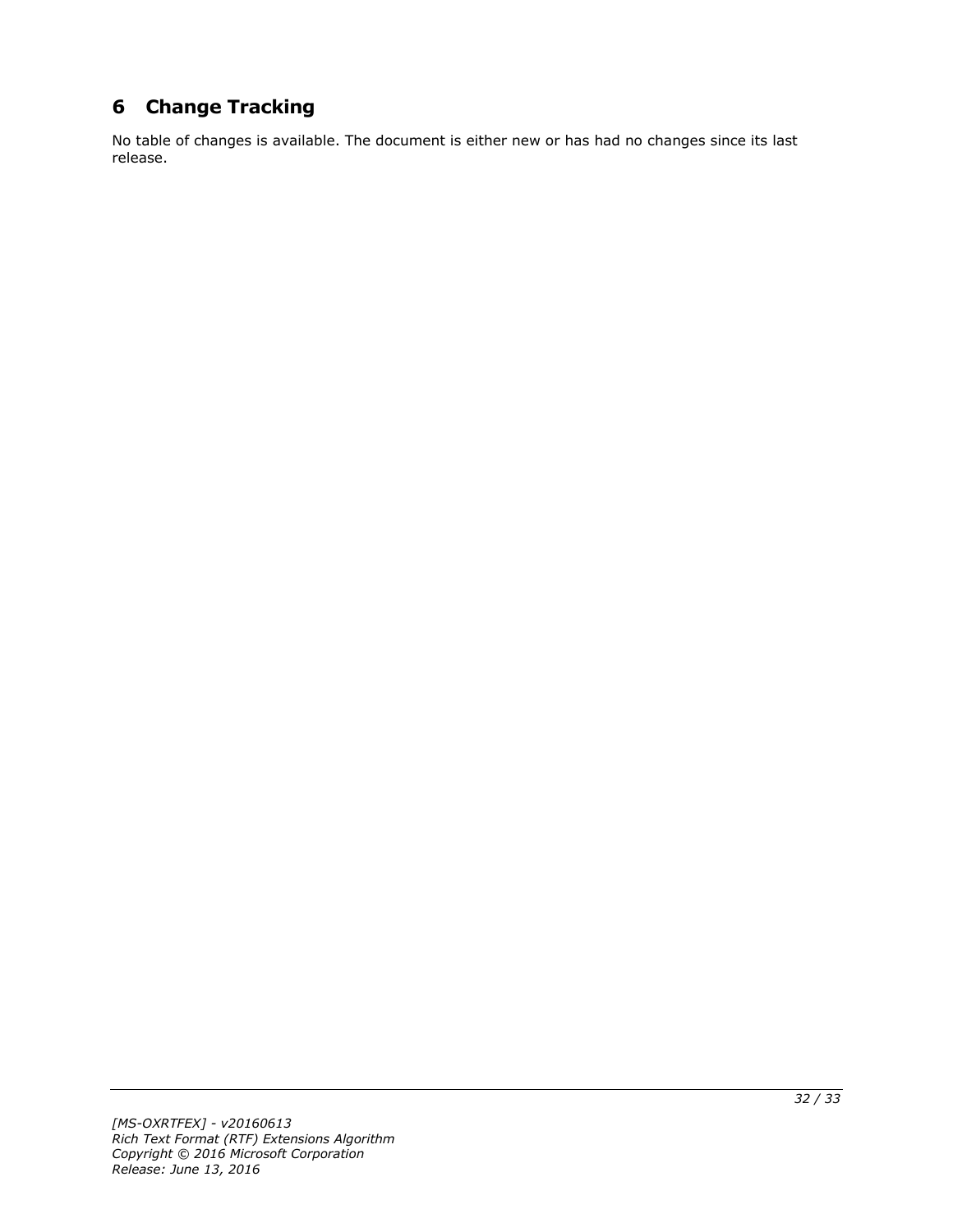# 6 Change Tracking

No table of changes is available. The document is either new or has had no changes since its last release.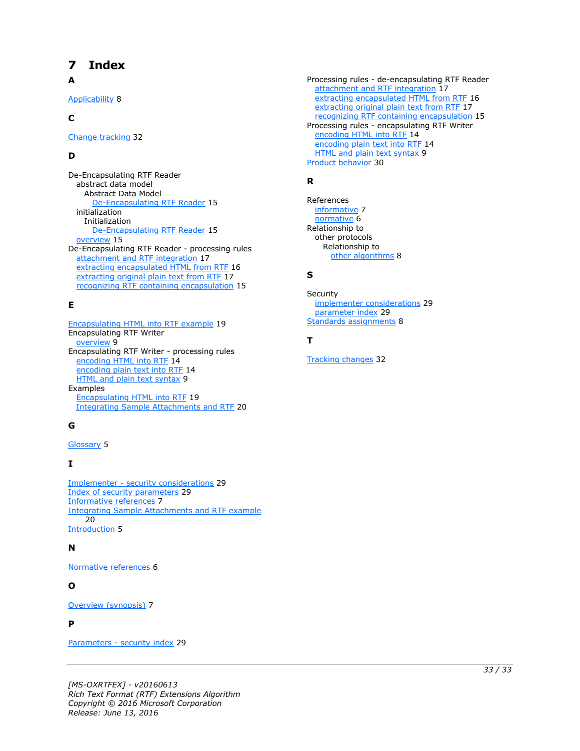# 7 Index

**A**

Applicability 8

**C**

Change tracking 32

**D**

De-Encapsulating RTF Reader
  abstract data model
    Abstract Data Model
      De-Encapsulating RTF Reader 15
  initialization
    Initialization
      De-Encapsulating RTF Reader 15
  overview 15
De-Encapsulating RTF Reader - processing rules
  attachment and RTF integration 17
  extracting encapsulated HTML from RTF 16
  extracting original plain text from RTF 17
  recognizing RTF containing encapsulation 15

**E**

Encapsulating HTML into RTF example 19
Encapsulating RTF Writer
  overview 9
Encapsulating RTF Writer - processing rules
  encoding HTML into RTF 14
  encoding plain text into RTF 14
  HTML and plain text syntax 9
Examples
  Encapsulating HTML into RTF 19
  Integrating Sample Attachments and RTF 20

**G**

Glossary 5

**I**

Implementer - security considerations 29
Index of security parameters 29
Informative references 7
Integrating Sample Attachments and RTF example 20
Introduction 5

**N**

Normative references 6

**O**

Overview (synopsis) 7

**P**

Parameters - security index 29
Processing rules - de-encapsulating RTF Reader
  attachment and RTF integration 17
  extracting encapsulated HTML from RTF 16
  extracting original plain text from RTF 17
  recognizing RTF containing encapsulation 15
Processing rules - encapsulating RTF Writer
  encoding HTML into RTF 14
  encoding plain text into RTF 14
  HTML and plain text syntax 9
Product behavior 30

**R**

References
  informative 7
  normative 6
Relationship to
  other protocols
    Relationship to
      other algorithms 8

**S**

Security
  implementer considerations 29
  parameter index 29
Standards assignments 8

**T**

Tracking changes 32